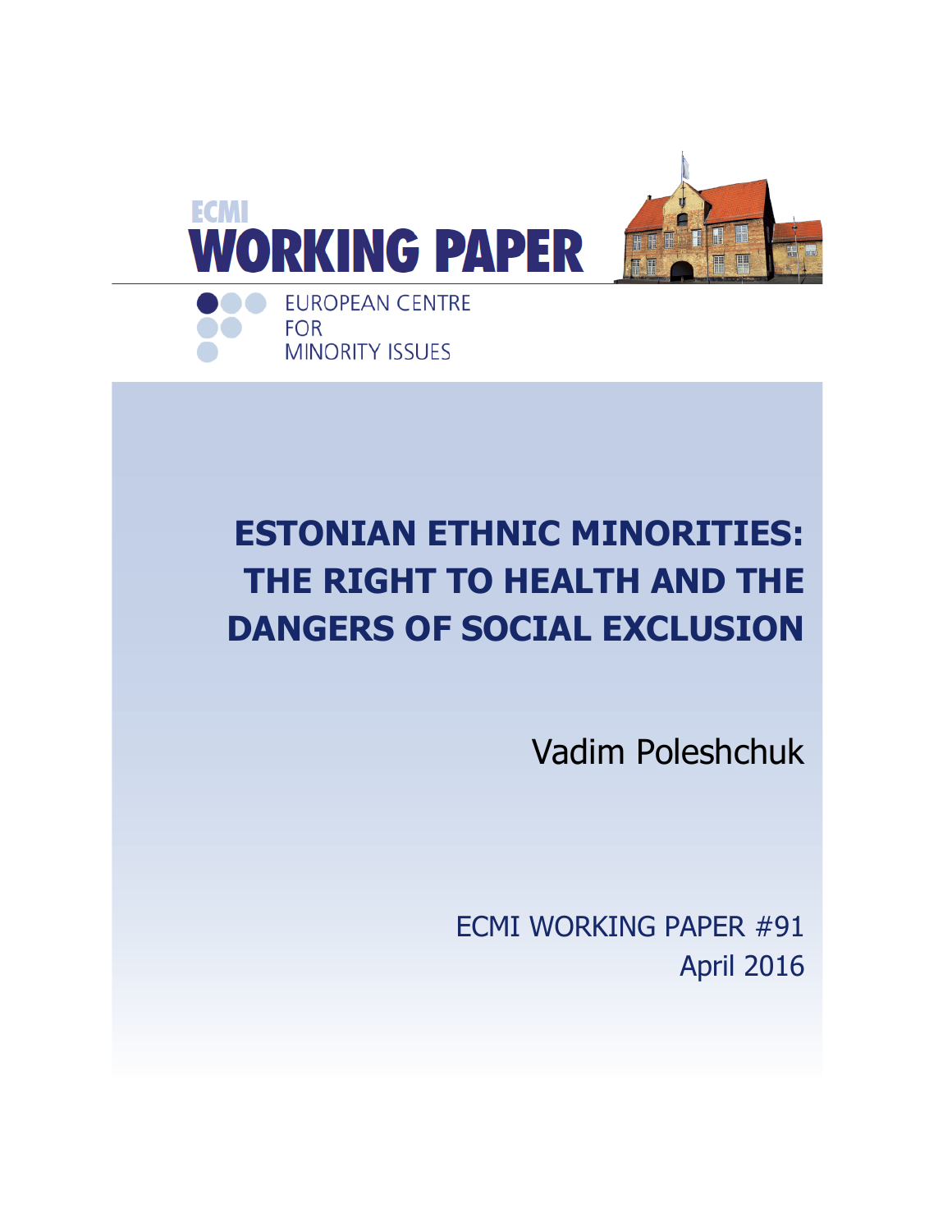ECMI

# WORKING PAPER

EUROPEAN CENTRE FOR MINORITY ISSUES

# ESTONIAN ETHNIC MINORITIES: THE RIGHT TO HEALTH AND THE DANGERS OF SOCIAL EXCLUSION

Vadim Poleshchuk

ECMI WORKING PAPER #91

April 2016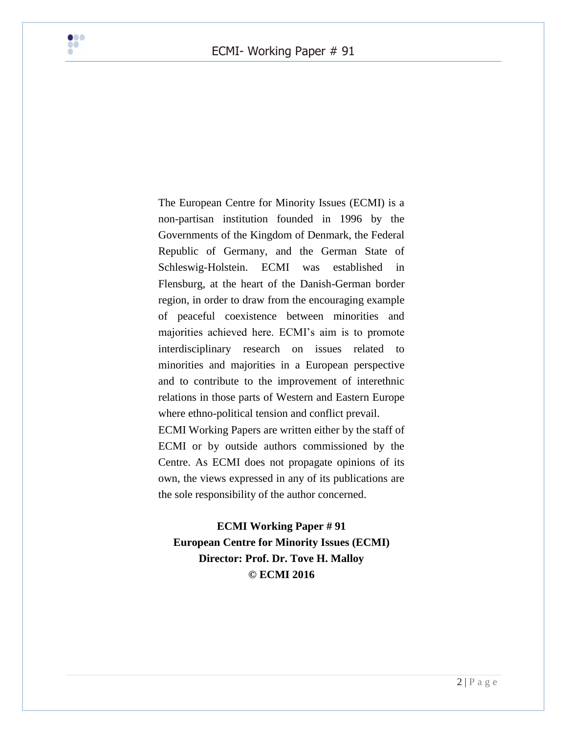The European Centre for Minority Issues (ECMI) is a non-partisan institution founded in 1996 by the Governments of the Kingdom of Denmark, the Federal Republic of Germany, and the German State of Schleswig-Holstein. ECMI was established in Flensburg, at the heart of the Danish-German border region, in order to draw from the encouraging example of peaceful coexistence between minorities and majorities achieved here. ECMI's aim is to promote interdisciplinary research on issues related to minorities and majorities in a European perspective and to contribute to the improvement of interethnic relations in those parts of Western and Eastern Europe where ethno-political tension and conflict prevail.

ECMI Working Papers are written either by the staff of ECMI or by outside authors commissioned by the Centre. As ECMI does not propagate opinions of its own, the views expressed in any of its publications are the sole responsibility of the author concerned.

**ECMI Working Paper # 91**
**European Centre for Minority Issues (ECMI)**
**Director: Prof. Dr. Tove H. Malloy**
**© ECMI 2016**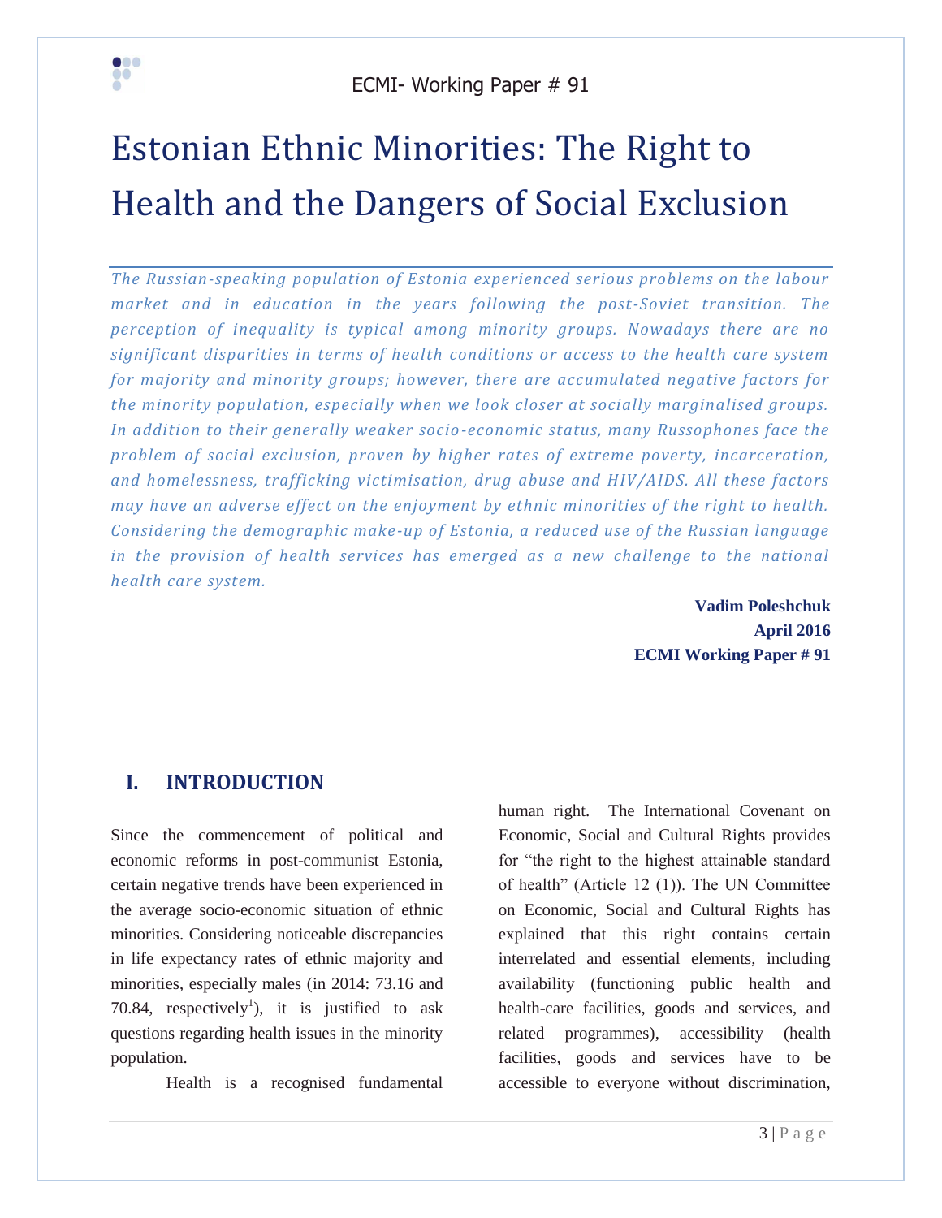# Estonian Ethnic Minorities: The Right to Health and the Dangers of Social Exclusion

*The Russian-speaking population of Estonia experienced serious problems on the labour market and in education in the years following the post-Soviet transition. The perception of inequality is typical among minority groups. Nowadays there are no significant disparities in terms of health conditions or access to the health care system for majority and minority groups; however, there are accumulated negative factors for the minority population, especially when we look closer at socially marginalised groups. In addition to their generally weaker socio-economic status, many Russophones face the problem of social exclusion, proven by higher rates of extreme poverty, incarceration, and homelessness, trafficking victimisation, drug abuse and HIV/AIDS. All these factors may have an adverse effect on the enjoyment by ethnic minorities of the right to health. Considering the demographic make-up of Estonia, a reduced use of the Russian language in the provision of health services has emerged as a new challenge to the national health care system.*

**Vadim Poleshchuk**
**April 2016**
**ECMI Working Paper # 91**

## I. INTRODUCTION

Since the commencement of political and economic reforms in post-communist Estonia, certain negative trends have been experienced in the average socio-economic situation of ethnic minorities. Considering noticeable discrepancies in life expectancy rates of ethnic majority and minorities, especially males (in 2014: 73.16 and 70.84, respectively[1]), it is justified to ask questions regarding health issues in the minority population.

Health is a recognised fundamental human right. The International Covenant on Economic, Social and Cultural Rights provides for "the right to the highest attainable standard of health" (Article 12 (1)). The UN Committee on Economic, Social and Cultural Rights has explained that this right contains certain interrelated and essential elements, including availability (functioning public health and health-care facilities, goods and services, and related programmes), accessibility (health facilities, goods and services have to be accessible to everyone without discrimination,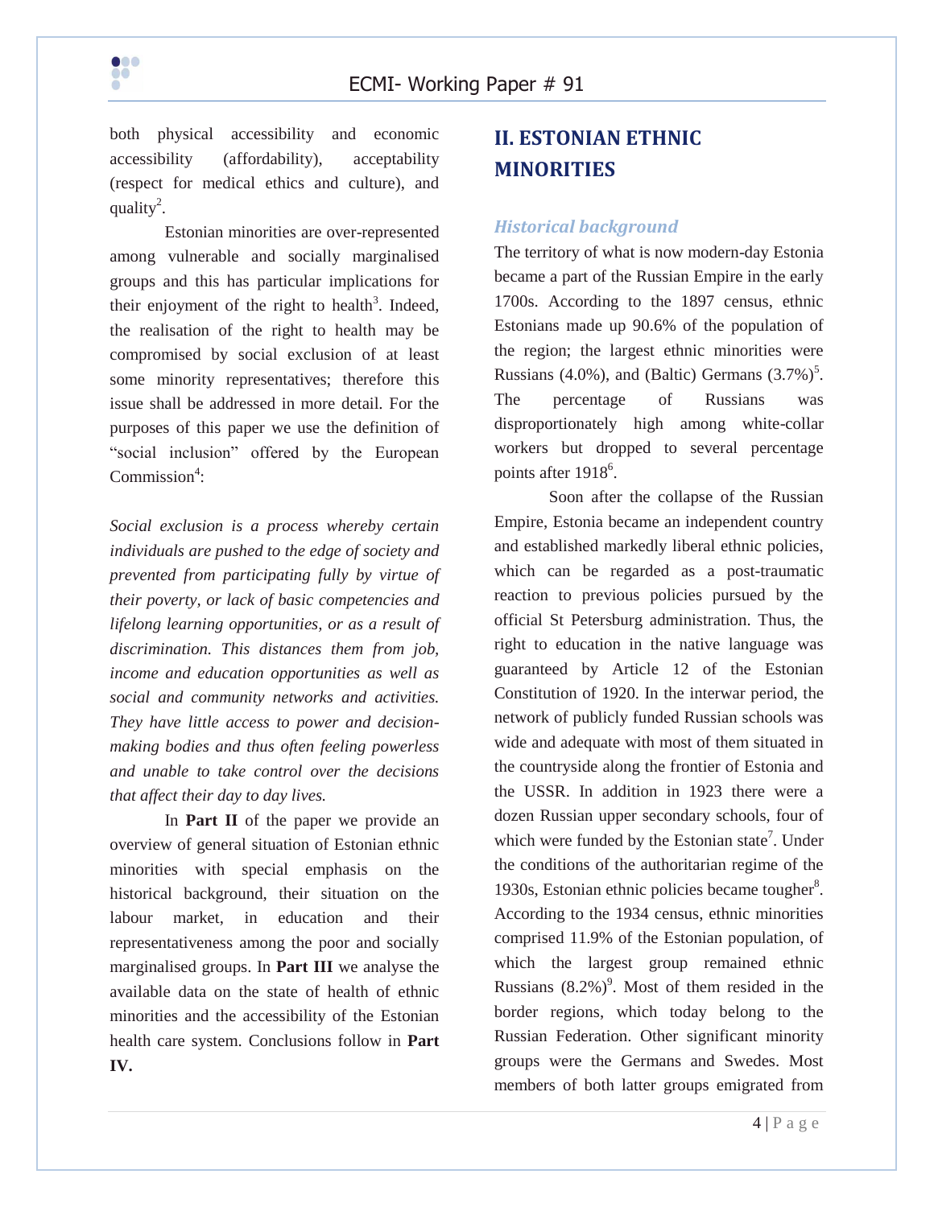both physical accessibility and economic accessibility (affordability), acceptability (respect for medical ethics and culture), and quality[2].

Estonian minorities are over-represented among vulnerable and socially marginalised groups and this has particular implications for their enjoyment of the right to health[3]. Indeed, the realisation of the right to health may be compromised by social exclusion of at least some minority representatives; therefore this issue shall be addressed in more detail. For the purposes of this paper we use the definition of "social inclusion" offered by the European Commission[4]:

*Social exclusion is a process whereby certain individuals are pushed to the edge of society and prevented from participating fully by virtue of their poverty, or lack of basic competencies and lifelong learning opportunities, or as a result of discrimination. This distances them from job, income and education opportunities as well as social and community networks and activities. They have little access to power and decision-making bodies and thus often feeling powerless and unable to take control over the decisions that affect their day to day lives.*

In **Part II** of the paper we provide an overview of general situation of Estonian ethnic minorities with special emphasis on the historical background, their situation on the labour market, in education and their representativeness among the poor and socially marginalised groups. In **Part III** we analyse the available data on the state of health of ethnic minorities and the accessibility of the Estonian health care system. Conclusions follow in **Part IV.**

## II. ESTONIAN ETHNIC MINORITIES

### *Historical background*

The territory of what is now modern-day Estonia became a part of the Russian Empire in the early 1700s. According to the 1897 census, ethnic Estonians made up 90.6% of the population of the region; the largest ethnic minorities were Russians (4.0%), and (Baltic) Germans (3.7%)[5]. The percentage of Russians was disproportionately high among white-collar workers but dropped to several percentage points after 1918[6].

Soon after the collapse of the Russian Empire, Estonia became an independent country and established markedly liberal ethnic policies, which can be regarded as a post-traumatic reaction to previous policies pursued by the official St Petersburg administration. Thus, the right to education in the native language was guaranteed by Article 12 of the Estonian Constitution of 1920. In the interwar period, the network of publicly funded Russian schools was wide and adequate with most of them situated in the countryside along the frontier of Estonia and the USSR. In addition in 1923 there were a dozen Russian upper secondary schools, four of which were funded by the Estonian state[7]. Under the conditions of the authoritarian regime of the 1930s, Estonian ethnic policies became tougher[8]. According to the 1934 census, ethnic minorities comprised 11.9% of the Estonian population, of which the largest group remained ethnic Russians (8.2%)[9]. Most of them resided in the border regions, which today belong to the Russian Federation. Other significant minority groups were the Germans and Swedes. Most members of both latter groups emigrated from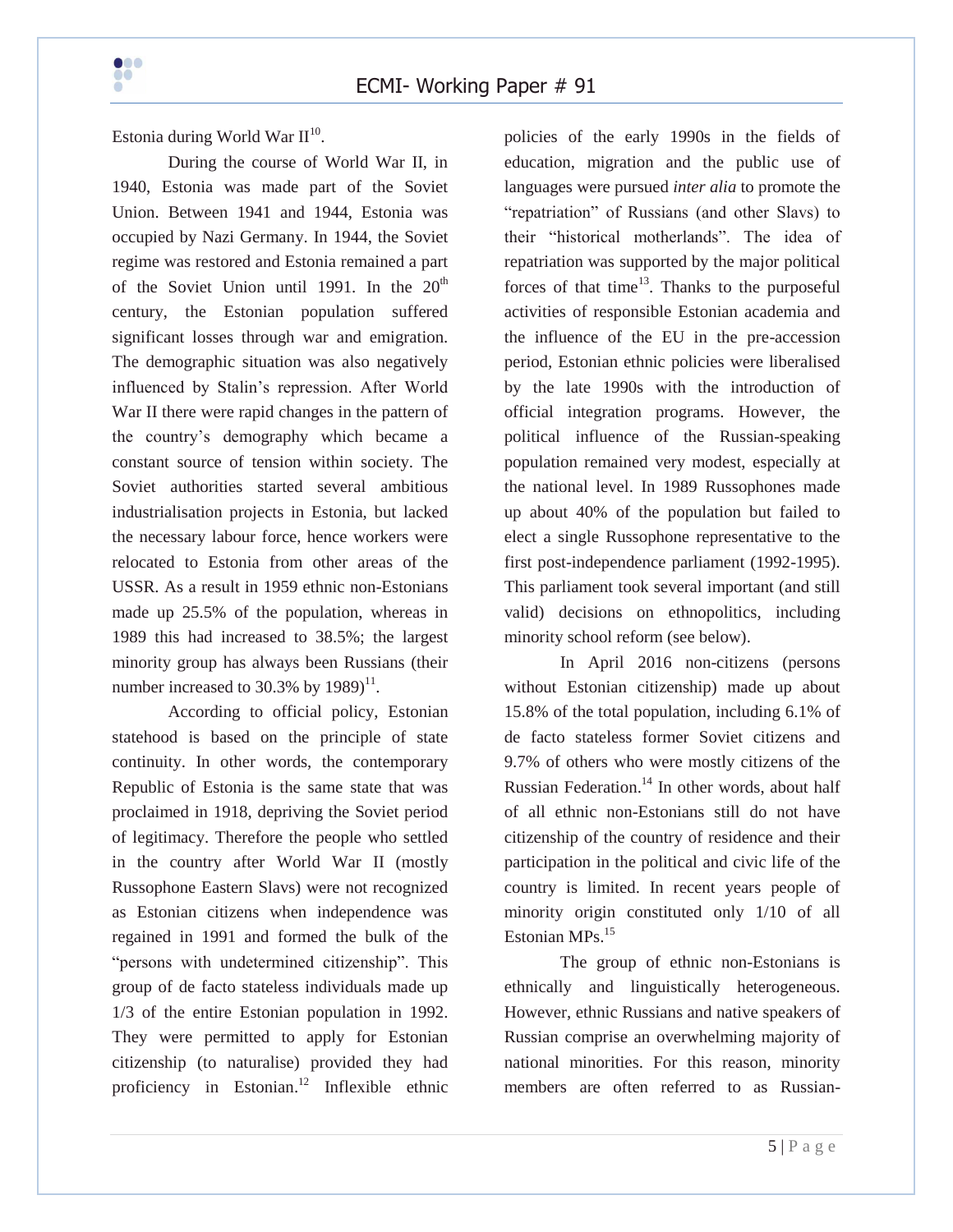Estonia during World War II[10].

During the course of World War II, in 1940, Estonia was made part of the Soviet Union. Between 1941 and 1944, Estonia was occupied by Nazi Germany. In 1944, the Soviet regime was restored and Estonia remained a part of the Soviet Union until 1991. In the 20th century, the Estonian population suffered significant losses through war and emigration. The demographic situation was also negatively influenced by Stalin's repression. After World War II there were rapid changes in the pattern of the country's demography which became a constant source of tension within society. The Soviet authorities started several ambitious industrialisation projects in Estonia, but lacked the necessary labour force, hence workers were relocated to Estonia from other areas of the USSR. As a result in 1959 ethnic non-Estonians made up 25.5% of the population, whereas in 1989 this had increased to 38.5%; the largest minority group has always been Russians (their number increased to 30.3% by 1989)[11].

According to official policy, Estonian statehood is based on the principle of state continuity. In other words, the contemporary Republic of Estonia is the same state that was proclaimed in 1918, depriving the Soviet period of legitimacy. Therefore the people who settled in the country after World War II (mostly Russophone Eastern Slavs) were not recognized as Estonian citizens when independence was regained in 1991 and formed the bulk of the "persons with undetermined citizenship". This group of de facto stateless individuals made up 1/3 of the entire Estonian population in 1992. They were permitted to apply for Estonian citizenship (to naturalise) provided they had proficiency in Estonian.[12] Inflexible ethnic policies of the early 1990s in the fields of education, migration and the public use of languages were pursued *inter alia* to promote the "repatriation" of Russians (and other Slavs) to their "historical motherlands". The idea of repatriation was supported by the major political forces of that time[13]. Thanks to the purposeful activities of responsible Estonian academia and the influence of the EU in the pre-accession period, Estonian ethnic policies were liberalised by the late 1990s with the introduction of official integration programs. However, the political influence of the Russian-speaking population remained very modest, especially at the national level. In 1989 Russophones made up about 40% of the population but failed to elect a single Russophone representative to the first post-independence parliament (1992-1995). This parliament took several important (and still valid) decisions on ethnopolitics, including minority school reform (see below).

In April 2016 non-citizens (persons without Estonian citizenship) made up about 15.8% of the total population, including 6.1% of de facto stateless former Soviet citizens and 9.7% of others who were mostly citizens of the Russian Federation.[14] In other words, about half of all ethnic non-Estonians still do not have citizenship of the country of residence and their participation in the political and civic life of the country is limited. In recent years people of minority origin constituted only 1/10 of all Estonian MPs.[15]

The group of ethnic non-Estonians is ethnically and linguistically heterogeneous. However, ethnic Russians and native speakers of Russian comprise an overwhelming majority of national minorities. For this reason, minority members are often referred to as Russian-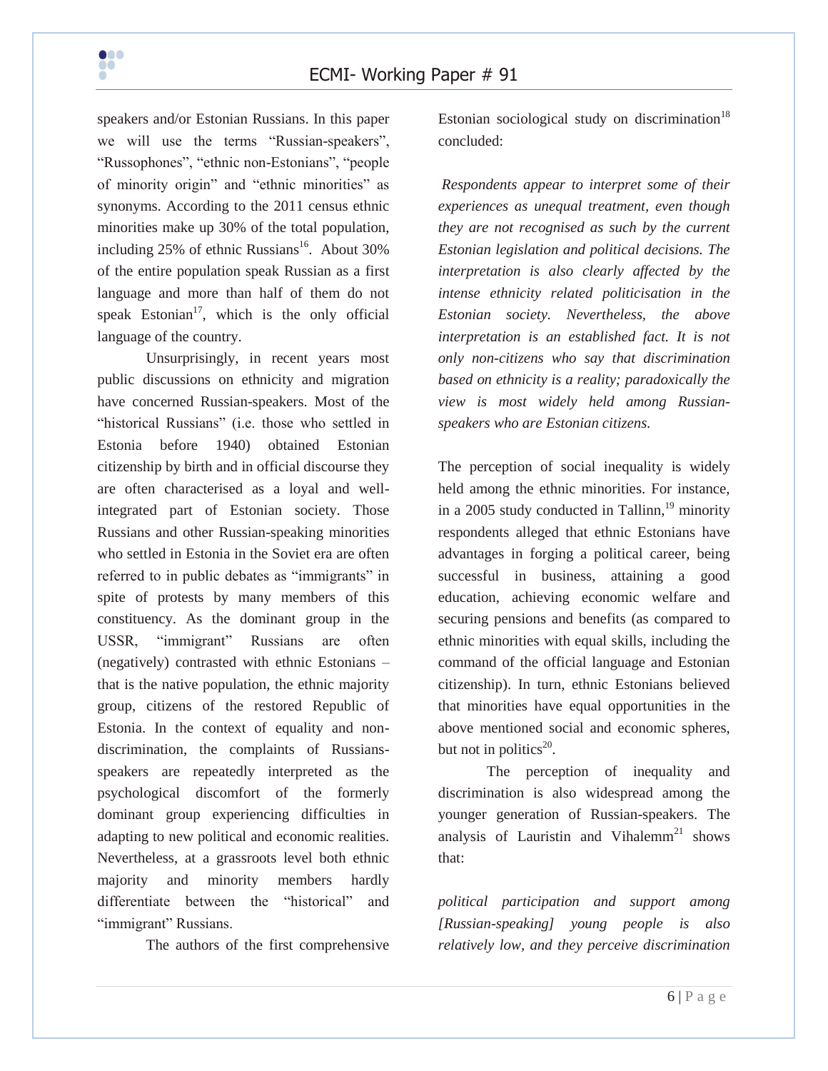speakers and/or Estonian Russians. In this paper we will use the terms "Russian-speakers", "Russophones", "ethnic non-Estonians", "people of minority origin" and "ethnic minorities" as synonyms. According to the 2011 census ethnic minorities make up 30% of the total population, including 25% of ethnic Russians[16]. About 30% of the entire population speak Russian as a first language and more than half of them do not speak Estonian[17], which is the only official language of the country.

Unsurprisingly, in recent years most public discussions on ethnicity and migration have concerned Russian-speakers. Most of the "historical Russians" (i.e. those who settled in Estonia before 1940) obtained Estonian citizenship by birth and in official discourse they are often characterised as a loyal and well-integrated part of Estonian society. Those Russians and other Russian-speaking minorities who settled in Estonia in the Soviet era are often referred to in public debates as "immigrants" in spite of protests by many members of this constituency. As the dominant group in the USSR, "immigrant" Russians are often (negatively) contrasted with ethnic Estonians – that is the native population, the ethnic majority group, citizens of the restored Republic of Estonia. In the context of equality and non-discrimination, the complaints of Russians-speakers are repeatedly interpreted as the psychological discomfort of the formerly dominant group experiencing difficulties in adapting to new political and economic realities. Nevertheless, at a grassroots level both ethnic majority and minority members hardly differentiate between the "historical" and "immigrant" Russians.

The authors of the first comprehensive Estonian sociological study on discrimination[18] concluded:

*Respondents appear to interpret some of their experiences as unequal treatment, even though they are not recognised as such by the current Estonian legislation and political decisions. The interpretation is also clearly affected by the intense ethnicity related politicisation in the Estonian society. Nevertheless, the above interpretation is an established fact. It is not only non-citizens who say that discrimination based on ethnicity is a reality; paradoxically the view is most widely held among Russian-speakers who are Estonian citizens.*

The perception of social inequality is widely held among the ethnic minorities. For instance, in a 2005 study conducted in Tallinn,[19] minority respondents alleged that ethnic Estonians have advantages in forging a political career, being successful in business, attaining a good education, achieving economic welfare and securing pensions and benefits (as compared to ethnic minorities with equal skills, including the command of the official language and Estonian citizenship). In turn, ethnic Estonians believed that minorities have equal opportunities in the above mentioned social and economic spheres, but not in politics[20].

The perception of inequality and discrimination is also widespread among the younger generation of Russian-speakers. The analysis of Lauristin and Vihalemm[21] shows that:

*political participation and support among [Russian-speaking] young people is also relatively low, and they perceive discrimination*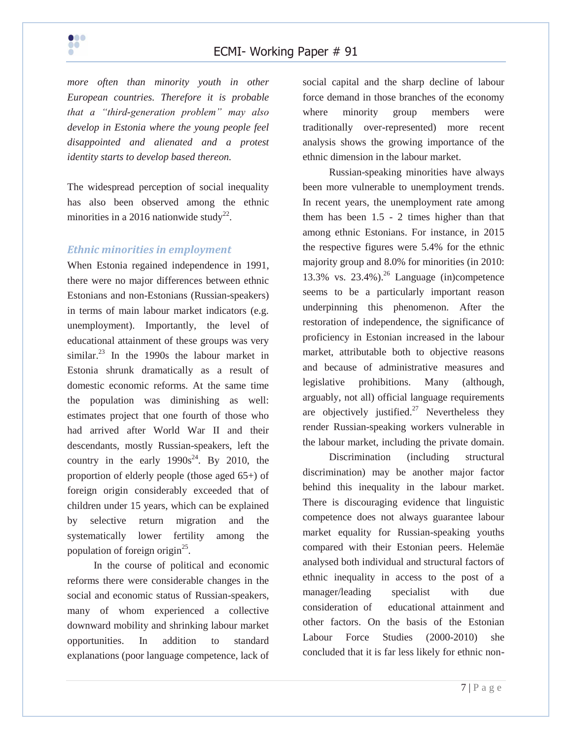*more often than minority youth in other European countries. Therefore it is probable that a "third-generation problem" may also develop in Estonia where the young people feel disappointed and alienated and a protest identity starts to develop based thereon.*

The widespread perception of social inequality has also been observed among the ethnic minorities in a 2016 nationwide study[22].

### *Ethnic minorities in employment*

When Estonia regained independence in 1991, there were no major differences between ethnic Estonians and non-Estonians (Russian-speakers) in terms of main labour market indicators (e.g. unemployment). Importantly, the level of educational attainment of these groups was very similar.[23] In the 1990s the labour market in Estonia shrunk dramatically as a result of domestic economic reforms. At the same time the population was diminishing as well: estimates project that one fourth of those who had arrived after World War II and their descendants, mostly Russian-speakers, left the country in the early 1990s[24]. By 2010, the proportion of elderly people (those aged 65+) of foreign origin considerably exceeded that of children under 15 years, which can be explained by selective return migration and the systematically lower fertility among the population of foreign origin[25].

In the course of political and economic reforms there were considerable changes in the social and economic status of Russian-speakers, many of whom experienced a collective downward mobility and shrinking labour market opportunities. In addition to standard explanations (poor language competence, lack of social capital and the sharp decline of labour force demand in those branches of the economy where minority group members were traditionally over-represented) more recent analysis shows the growing importance of the ethnic dimension in the labour market.

Russian-speaking minorities have always been more vulnerable to unemployment trends. In recent years, the unemployment rate among them has been 1.5 - 2 times higher than that among ethnic Estonians. For instance, in 2015 the respective figures were 5.4% for the ethnic majority group and 8.0% for minorities (in 2010: 13.3% vs. 23.4%).[26] Language (in)competence seems to be a particularly important reason underpinning this phenomenon. After the restoration of independence, the significance of proficiency in Estonian increased in the labour market, attributable both to objective reasons and because of administrative measures and legislative prohibitions. Many (although, arguably, not all) official language requirements are objectively justified.[27] Nevertheless they render Russian-speaking workers vulnerable in the labour market, including the private domain.

Discrimination (including structural discrimination) may be another major factor behind this inequality in the labour market. There is discouraging evidence that linguistic competence does not always guarantee labour market equality for Russian-speaking youths compared with their Estonian peers. Helemäe analysed both individual and structural factors of ethnic inequality in access to the post of a manager/leading specialist with due consideration of educational attainment and other factors. On the basis of the Estonian Labour Force Studies (2000-2010) she concluded that it is far less likely for ethnic non-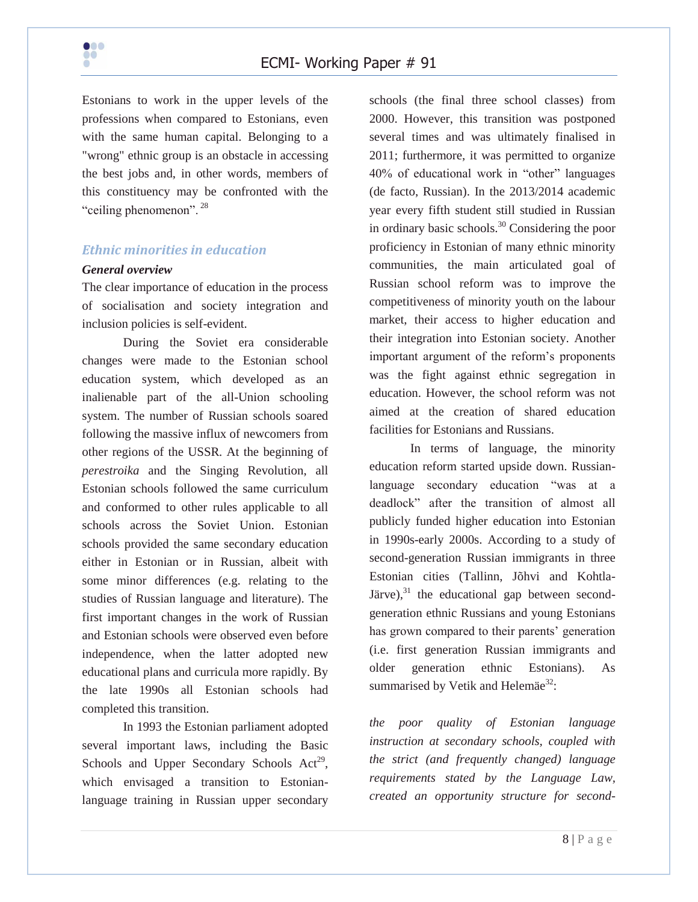Estonians to work in the upper levels of the professions when compared to Estonians, even with the same human capital. Belonging to a "wrong" ethnic group is an obstacle in accessing the best jobs and, in other words, members of this constituency may be confronted with the "ceiling phenomenon".[28]

## Ethnic minorities in education

### *General overview*

The clear importance of education in the process of socialisation and society integration and inclusion policies is self-evident.

During the Soviet era considerable changes were made to the Estonian school education system, which developed as an inalienable part of the all-Union schooling system. The number of Russian schools soared following the massive influx of newcomers from other regions of the USSR. At the beginning of *perestroika* and the Singing Revolution, all Estonian schools followed the same curriculum and conformed to other rules applicable to all schools across the Soviet Union. Estonian schools provided the same secondary education either in Estonian or in Russian, albeit with some minor differences (e.g. relating to the studies of Russian language and literature). The first important changes in the work of Russian and Estonian schools were observed even before independence, when the latter adopted new educational plans and curricula more rapidly. By the late 1990s all Estonian schools had completed this transition.

In 1993 the Estonian parliament adopted several important laws, including the Basic Schools and Upper Secondary Schools Act[29], which envisaged a transition to Estonian-language training in Russian upper secondary schools (the final three school classes) from 2000. However, this transition was postponed several times and was ultimately finalised in 2011; furthermore, it was permitted to organize 40% of educational work in "other" languages (de facto, Russian). In the 2013/2014 academic year every fifth student still studied in Russian in ordinary basic schools.[30] Considering the poor proficiency in Estonian of many ethnic minority communities, the main articulated goal of Russian school reform was to improve the competitiveness of minority youth on the labour market, their access to higher education and their integration into Estonian society. Another important argument of the reform's proponents was the fight against ethnic segregation in education. However, the school reform was not aimed at the creation of shared education facilities for Estonians and Russians.

In terms of language, the minority education reform started upside down. Russian-language secondary education "was at a deadlock" after the transition of almost all publicly funded higher education into Estonian in 1990s-early 2000s. According to a study of second-generation Russian immigrants in three Estonian cities (Tallinn, Jõhvi and Kohtla-Järve),[31] the educational gap between second-generation ethnic Russians and young Estonians has grown compared to their parents' generation (i.e. first generation Russian immigrants and older generation ethnic Estonians). As summarised by Vetik and Helemäe[32]:

*the poor quality of Estonian language instruction at secondary schools, coupled with the strict (and frequently changed) language requirements stated by the Language Law, created an opportunity structure for second-*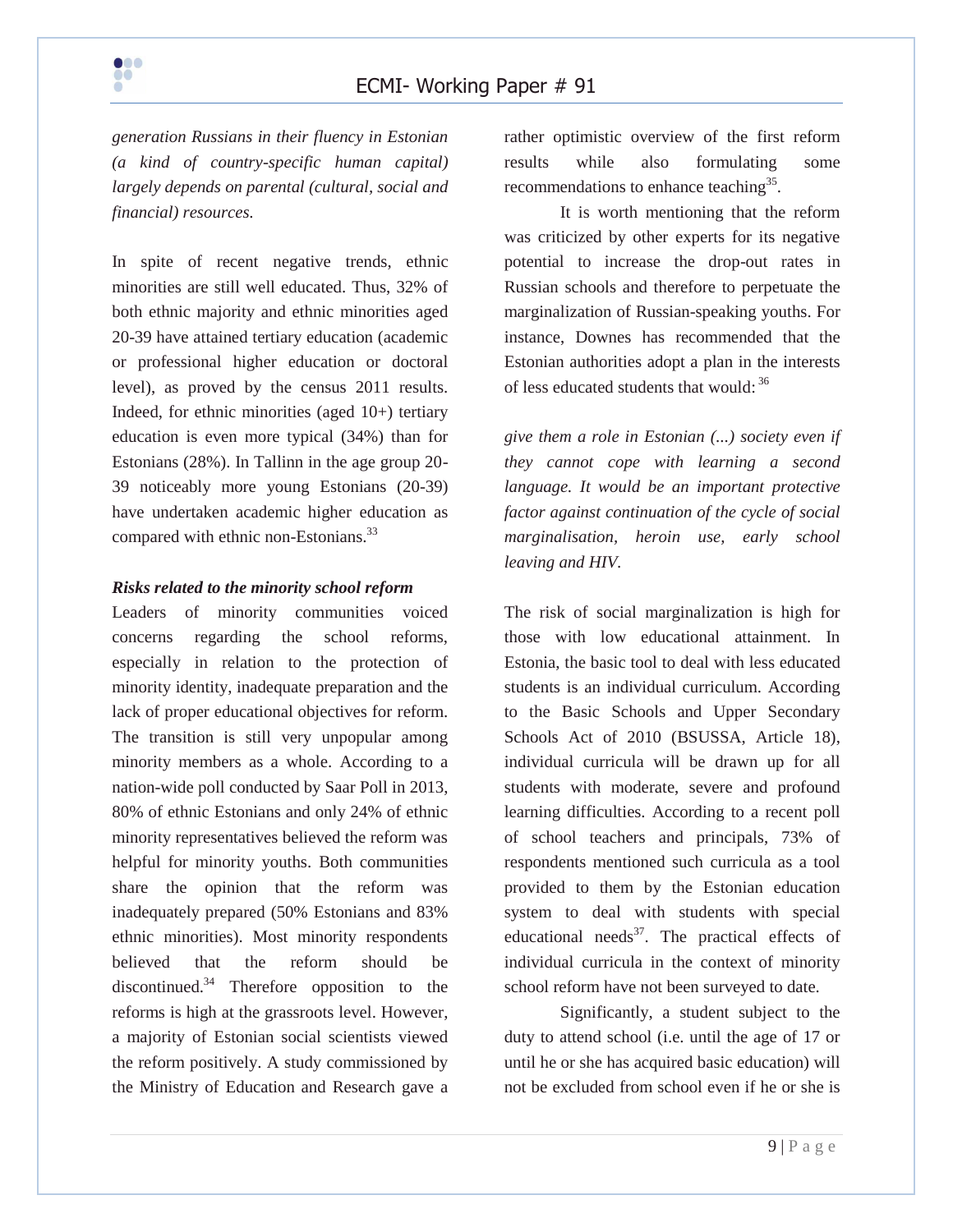*generation Russians in their fluency in Estonian (a kind of country-specific human capital) largely depends on parental (cultural, social and financial) resources.*

In spite of recent negative trends, ethnic minorities are still well educated. Thus, 32% of both ethnic majority and ethnic minorities aged 20-39 have attained tertiary education (academic or professional higher education or doctoral level), as proved by the census 2011 results. Indeed, for ethnic minorities (aged 10+) tertiary education is even more typical (34%) than for Estonians (28%). In Tallinn in the age group 20-39 noticeably more young Estonians (20-39) have undertaken academic higher education as compared with ethnic non-Estonians.[33]

***Risks related to the minority school reform***

Leaders of minority communities voiced concerns regarding the school reforms, especially in relation to the protection of minority identity, inadequate preparation and the lack of proper educational objectives for reform. The transition is still very unpopular among minority members as a whole. According to a nation-wide poll conducted by Saar Poll in 2013, 80% of ethnic Estonians and only 24% of ethnic minority representatives believed the reform was helpful for minority youths. Both communities share the opinion that the reform was inadequately prepared (50% Estonians and 83% ethnic minorities). Most minority respondents believed that the reform should be discontinued.[34] Therefore opposition to the reforms is high at the grassroots level. However, a majority of Estonian social scientists viewed the reform positively. A study commissioned by the Ministry of Education and Research gave a rather optimistic overview of the first reform results while also formulating some recommendations to enhance teaching[35].

It is worth mentioning that the reform was criticized by other experts for its negative potential to increase the drop-out rates in Russian schools and therefore to perpetuate the marginalization of Russian-speaking youths. For instance, Downes has recommended that the Estonian authorities adopt a plan in the interests of less educated students that would: [36]

*give them a role in Estonian (...) society even if they cannot cope with learning a second language. It would be an important protective factor against continuation of the cycle of social marginalisation, heroin use, early school leaving and HIV.*

The risk of social marginalization is high for those with low educational attainment. In Estonia, the basic tool to deal with less educated students is an individual curriculum. According to the Basic Schools and Upper Secondary Schools Act of 2010 (BSUSSA, Article 18), individual curricula will be drawn up for all students with moderate, severe and profound learning difficulties. According to a recent poll of school teachers and principals, 73% of respondents mentioned such curricula as a tool provided to them by the Estonian education system to deal with students with special educational needs[37]. The practical effects of individual curricula in the context of minority school reform have not been surveyed to date.

Significantly, a student subject to the duty to attend school (i.e. until the age of 17 or until he or she has acquired basic education) will not be excluded from school even if he or she is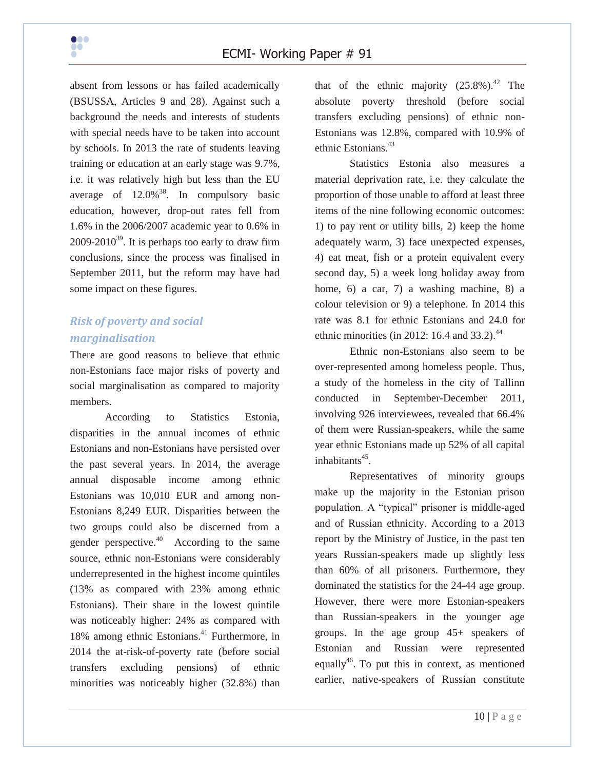absent from lessons or has failed academically (BSUSSA, Articles 9 and 28). Against such a background the needs and interests of students with special needs have to be taken into account by schools. In 2013 the rate of students leaving training or education at an early stage was 9.7%, i.e. it was relatively high but less than the EU average of 12.0%[38]. In compulsory basic education, however, drop-out rates fell from 1.6% in the 2006/2007 academic year to 0.6% in 2009-2010[39]. It is perhaps too early to draw firm conclusions, since the process was finalised in September 2011, but the reform may have had some impact on these figures.

### *Risk of poverty and social marginalisation*

There are good reasons to believe that ethnic non-Estonians face major risks of poverty and social marginalisation as compared to majority members.

According to Statistics Estonia, disparities in the annual incomes of ethnic Estonians and non-Estonian have persisted over the past several years. In 2014, the average annual disposable income among ethnic Estonians was 10,010 EUR and among non-Estonians 8,249 EUR. Disparities between the two groups could also be discerned from a gender perspective.[40] According to the same source, ethnic non-Estonians were considerably underrepresented in the highest income quintiles (13% as compared with 23% among ethnic Estonians). Their share in the lowest quintile was noticeably higher: 24% as compared with 18% among ethnic Estonians.[41] Furthermore, in 2014 the at-risk-of-poverty rate (before social transfers excluding pensions) of ethnic minorities was noticeably higher (32.8%) than that of the ethnic majority (25.8%).[42] The absolute poverty threshold (before social transfers excluding pensions) of ethnic non-Estonians was 12.8%, compared with 10.9% of ethnic Estonians.[43]

Statistics Estonia also measures a material deprivation rate, i.e. they calculate the proportion of those unable to afford at least three items of the nine following economic outcomes: 1) to pay rent or utility bills, 2) keep the home adequately warm, 3) face unexpected expenses, 4) eat meat, fish or a protein equivalent every second day, 5) a week long holiday away from home, 6) a car, 7) a washing machine, 8) a colour television or 9) a telephone. In 2014 this rate was 8.1 for ethnic Estonians and 24.0 for ethnic minorities (in 2012: 16.4 and 33.2).[44]

Ethnic non-Estonians also seem to be over-represented among homeless people. Thus, a study of the homeless in the city of Tallinn conducted in September-December 2011, involving 926 interviewees, revealed that 66.4% of them were Russian-speakers, while the same year ethnic Estonians made up 52% of all capital inhabitants[45].

Representatives of minority groups make up the majority in the Estonian prison population. A "typical" prisoner is middle-aged and of Russian ethnicity. According to a 2013 report by the Ministry of Justice, in the past ten years Russian-speakers made up slightly less than 60% of all prisoners. Furthermore, they dominated the statistics for the 24-44 age group. However, there were more Estonian-speakers than Russian-speakers in the younger age groups. In the age group 45+ speakers of Estonian and Russian were represented equally[46]. To put this in context, as mentioned earlier, native-speakers of Russian constitute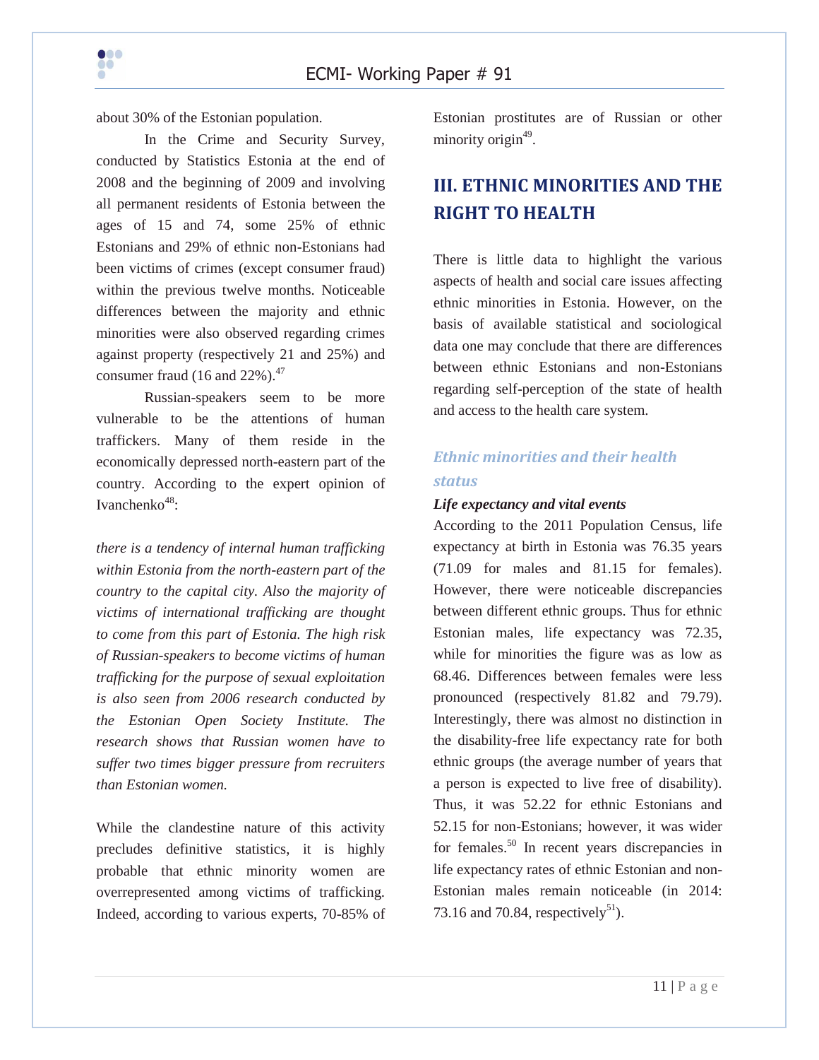about 30% of the Estonian population.

In the Crime and Security Survey, conducted by Statistics Estonia at the end of 2008 and the beginning of 2009 and involving all permanent residents of Estonia between the ages of 15 and 74, some 25% of ethnic Estonians and 29% of ethnic non-Estonians had been victims of crimes (except consumer fraud) within the previous twelve months. Noticeable differences between the majority and ethnic minorities were also observed regarding crimes against property (respectively 21 and 25%) and consumer fraud (16 and 22%).[47]

Russian-speakers seem to be more vulnerable to be the attentions of human traffickers. Many of them reside in the economically depressed north-eastern part of the country. According to the expert opinion of Ivanchenko[48]:

*there is a tendency of internal human trafficking within Estonia from the north-eastern part of the country to the capital city. Also the majority of victims of international trafficking are thought to come from this part of Estonia. The high risk of Russian-speakers to become victims of human trafficking for the purpose of sexual exploitation is also seen from 2006 research conducted by the Estonian Open Society Institute. The research shows that Russian women have to suffer two times bigger pressure from recruiters than Estonian women.*

While the clandestine nature of this activity precludes definitive statistics, it is highly probable that ethnic minority women are overrepresented among victims of trafficking. Indeed, according to various experts, 70-85% of Estonian prostitutes are of Russian or other minority origin[49].

# III. ETHNIC MINORITIES AND THE RIGHT TO HEALTH

There is little data to highlight the various aspects of health and social care issues affecting ethnic minorities in Estonia. However, on the basis of available statistical and sociological data one may conclude that there are differences between ethnic Estonians and non-Estonians regarding self-perception of the state of health and access to the health care system.

## *Ethnic minorities and their health status*

***Life expectancy and vital events***

According to the 2011 Population Census, life expectancy at birth in Estonia was 76.35 years (71.09 for males and 81.15 for females). However, there were noticeable discrepancies between different ethnic groups. Thus for ethnic Estonian males, life expectancy was 72.35, while for minorities the figure was as low as 68.46. Differences between females were less pronounced (respectively 81.82 and 79.79). Interestingly, there was almost no distinction in the disability-free life expectancy rate for both ethnic groups (the average number of years that a person is expected to live free of disability). Thus, it was 52.22 for ethnic Estonians and 52.15 for non-Estonians; however, it was wider for females.[50] In recent years discrepancies in life expectancy rates of ethnic Estonian and non-Estonian males remain noticeable (in 2014: 73.16 and 70.84, respectively[51]).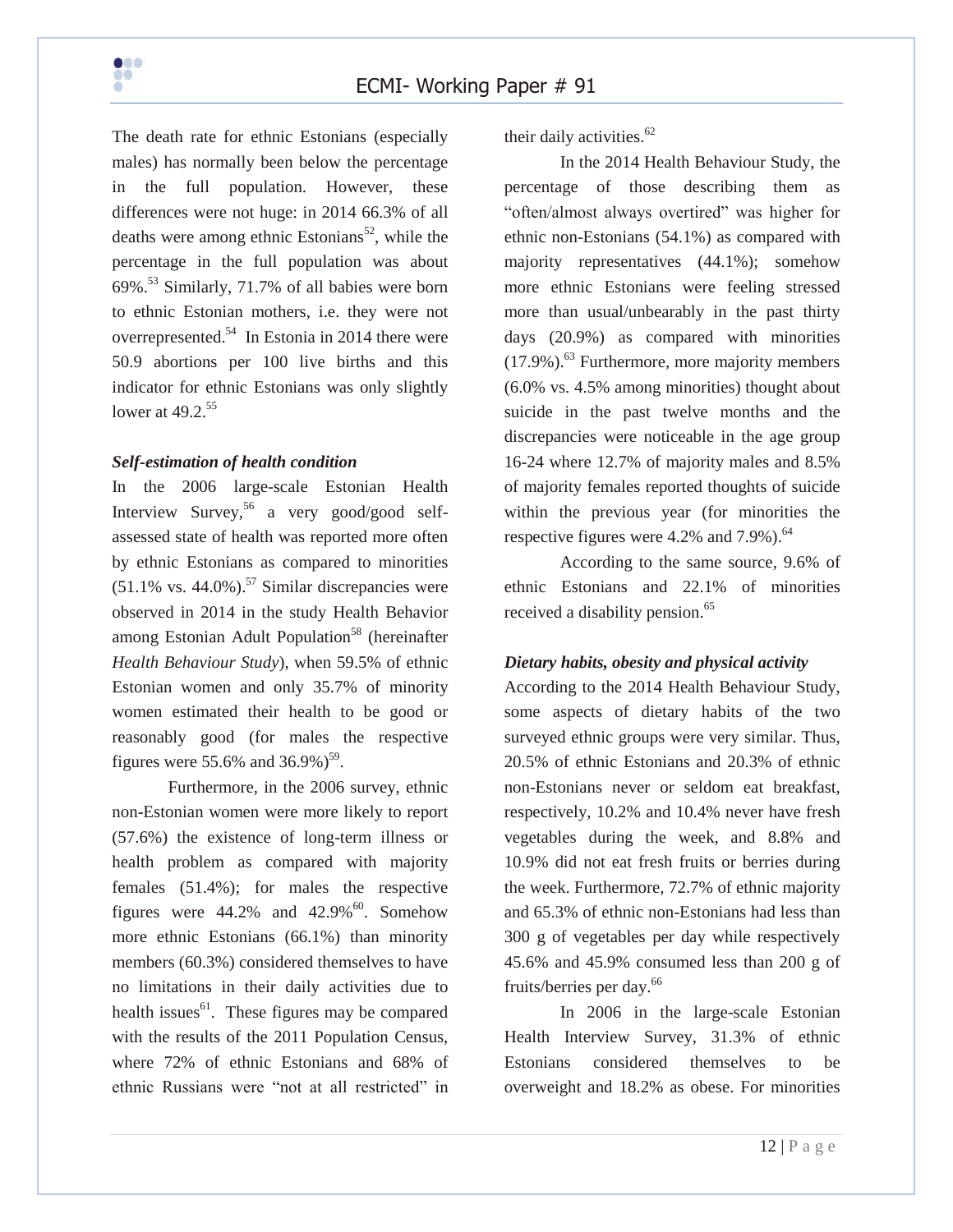The death rate for ethnic Estonians (especially males) has normally been below the percentage in the full population. However, these differences were not huge: in 2014 66.3% of all deaths were among ethnic Estonians[52], while the percentage in the full population was about 69%.[53] Similarly, 71.7% of all babies were born to ethnic Estonian mothers, i.e. they were not overrepresented.[54] In Estonia in 2014 there were 50.9 abortions per 100 live births and this indicator for ethnic Estonians was only slightly lower at 49.2.[55]

***Self-estimation of health condition***

In the 2006 large-scale Estonian Health Interview Survey,[56] a very good/good self-assessed state of health was reported more often by ethnic Estonians as compared to minorities (51.1% vs. 44.0%).[57] Similar discrepancies were observed in 2014 in the study Health Behavior among Estonian Adult Population[58] (hereinafter *Health Behaviour Study*), when 59.5% of ethnic Estonian women and only 35.7% of minority women estimated their health to be good or reasonably good (for males the respective figures were 55.6% and 36.9%)[59].

Furthermore, in the 2006 survey, ethnic non-Estonian women were more likely to report (57.6%) the existence of long-term illness or health problem as compared with majority females (51.4%); for males the respective figures were 44.2% and 42.9%[60]. Somehow more ethnic Estonians (66.1%) than minority members (60.3%) considered themselves to have no limitations in their daily activities due to health issues[61]. These figures may be compared with the results of the 2011 Population Census, where 72% of ethnic Estonians and 68% of ethnic Russians were "not at all restricted" in their daily activities.[62]

In the 2014 Health Behaviour Study, the percentage of those describing them as "often/almost always overtired" was higher for ethnic non-Estonians (54.1%) as compared with majority representatives (44.1%); somehow more ethnic Estonians were feeling stressed more than usual/unbearably in the past thirty days (20.9%) as compared with minorities (17.9%).[63] Furthermore, more majority members (6.0% vs. 4.5% among minorities) thought about suicide in the past twelve months and the discrepancies were noticeable in the age group 16-24 where 12.7% of majority males and 8.5% of majority females reported thoughts of suicide within the previous year (for minorities the respective figures were 4.2% and 7.9%).[64]

According to the same source, 9.6% of ethnic Estonians and 22.1% of minorities received a disability pension.[65]

***Dietary habits, obesity and physical activity***

According to the 2014 Health Behaviour Study, some aspects of dietary habits of the two surveyed ethnic groups were very similar. Thus, 20.5% of ethnic Estonians and 20.3% of ethnic non-Estonians never or seldom eat breakfast, respectively, 10.2% and 10.4% never have fresh vegetables during the week, and 8.8% and 10.9% did not eat fresh fruits or berries during the week. Furthermore, 72.7% of ethnic majority and 65.3% of ethnic non-Estonians had less than 300 g of vegetables per day while respectively 45.6% and 45.9% consumed less than 200 g of fruits/berries per day.[66]

In 2006 in the large-scale Estonian Health Interview Survey, 31.3% of ethnic Estonians considered themselves to be overweight and 18.2% as obese. For minorities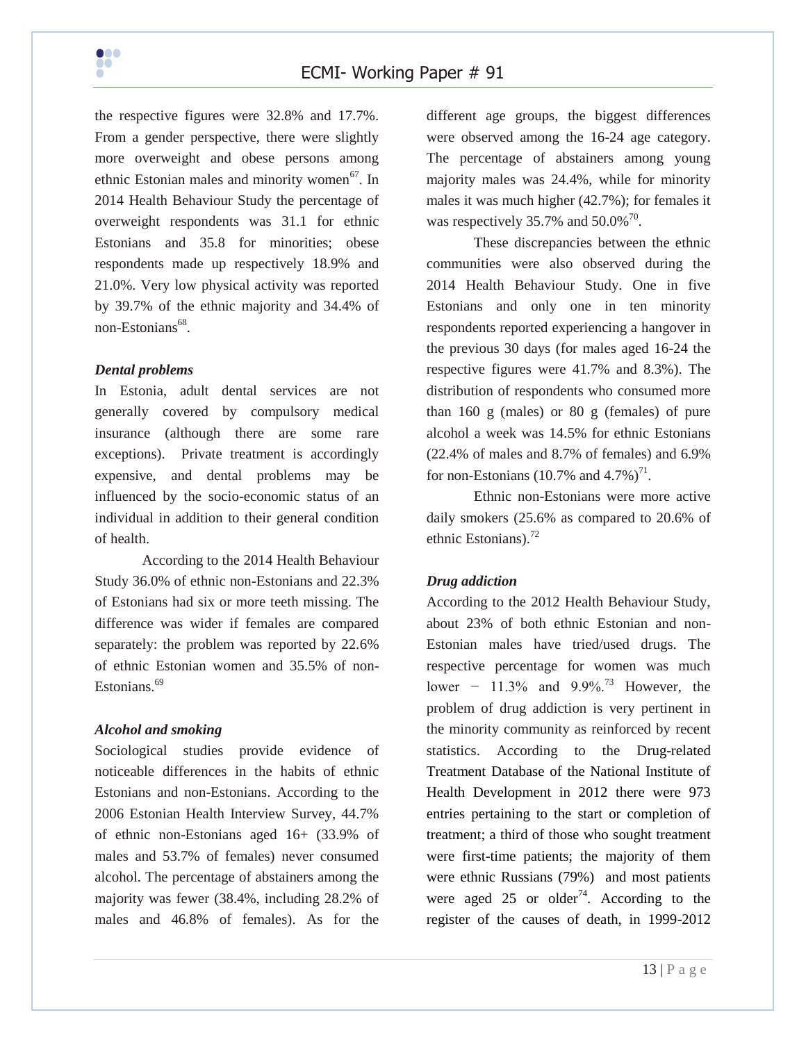the respective figures were 32.8% and 17.7%. From a gender perspective, there were slightly more overweight and obese persons among ethnic Estonian males and minority women[67]. In 2014 Health Behaviour Study the percentage of overweight respondents was 31.1 for ethnic Estonians and 35.8 for minorities; obese respondents made up respectively 18.9% and 21.0%. Very low physical activity was reported by 39.7% of the ethnic majority and 34.4% of non-Estonians[68].

***Dental problems***

In Estonia, adult dental services are not generally covered by compulsory medical insurance (although there are some rare exceptions). Private treatment is accordingly expensive, and dental problems may be influenced by the socio-economic status of an individual in addition to their general condition of health.

According to the 2014 Health Behaviour Study 36.0% of ethnic non-Estonians and 22.3% of Estonians had six or more teeth missing. The difference was wider if females are compared separately: the problem was reported by 22.6% of ethnic Estonian women and 35.5% of non-Estonians.[69]

***Alcohol and smoking***

Sociological studies provide evidence of noticeable differences in the habits of ethnic Estonians and non-Estonians. According to the 2006 Estonian Health Interview Survey, 44.7% of ethnic non-Estonians aged 16+ (33.9% of males and 53.7% of females) never consumed alcohol. The percentage of abstainers among the majority was fewer (38.4%, including 28.2% of males and 46.8% of females). As for the different age groups, the biggest differences were observed among the 16-24 age category. The percentage of abstainers among young majority males was 24.4%, while for minority males it was much higher (42.7%); for females it was respectively 35.7% and 50.0%[70].

These discrepancies between the ethnic communities were also observed during the 2014 Health Behaviour Study. One in five Estonians and only one in ten minority respondents reported experiencing a hangover in the previous 30 days (for males aged 16-24 the respective figures were 41.7% and 8.3%). The distribution of respondents who consumed more than 160 g (males) or 80 g (females) of pure alcohol a week was 14.5% for ethnic Estonians (22.4% of males and 8.7% of females) and 6.9% for non-Estonians (10.7% and 4.7%)[71].

Ethnic non-Estonians were more active daily smokers (25.6% as compared to 20.6% of ethnic Estonians).[72]

***Drug addiction***

According to the 2012 Health Behaviour Study, about 23% of both ethnic Estonian and non-Estonian males have tried/used drugs. The respective percentage for women was much lower − 11.3% and 9.9%.[73] However, the problem of drug addiction is very pertinent in the minority community as reinforced by recent statistics. According to the Drug-related Treatment Database of the National Institute of Health Development in 2012 there were 973 entries pertaining to the start or completion of treatment; a third of those who sought treatment were first-time patients; the majority of them were ethnic Russians (79%) and most patients were aged 25 or older[74]. According to the register of the causes of death, in 1999-2012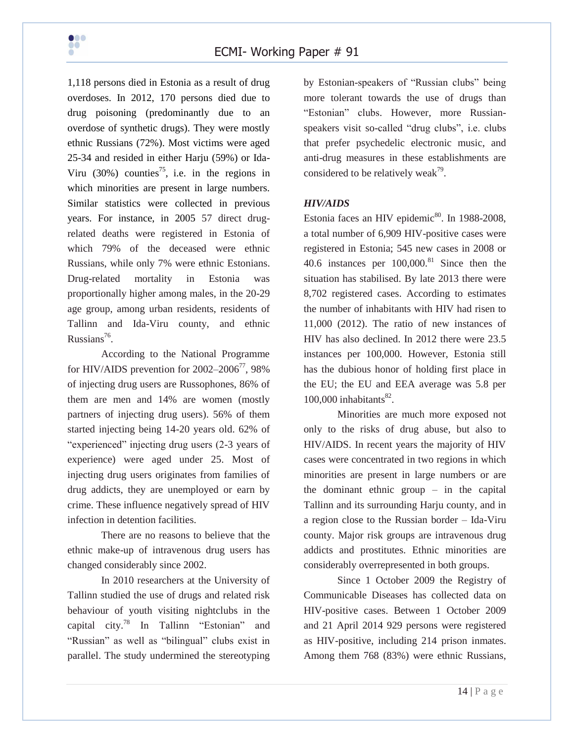1,118 persons died in Estonia as a result of drug overdoses. In 2012, 170 persons died due to drug poisoning (predominantly due to an overdose of synthetic drugs). They were mostly ethnic Russians (72%). Most victims were aged 25-34 and resided in either Harju (59%) or Ida-Viru (30%) counties[75], i.e. in the regions in which minorities are present in large numbers. Similar statistics were collected in previous years. For instance, in 2005 57 direct drug-related deaths were registered in Estonia of which 79% of the deceased were ethnic Russians, while only 7% were ethnic Estonians. Drug-related mortality in Estonia was proportionally higher among males, in the 20-29 age group, among urban residents, residents of Tallinn and Ida-Viru county, and ethnic Russians[76].

According to the National Programme for HIV/AIDS prevention for 2002–2006[77], 98% of injecting drug users are Russophones, 86% of them are men and 14% are women (mostly partners of injecting drug users). 56% of them started injecting being 14-20 years old. 62% of "experienced" injecting drug users (2-3 years of experience) were aged under 25. Most of injecting drug users originates from families of drug addicts, they are unemployed or earn by crime. These influence negatively spread of HIV infection in detention facilities.

There are no reasons to believe that the ethnic make-up of intravenous drug users has changed considerably since 2002.

In 2010 researchers at the University of Tallinn studied the use of drugs and related risk behaviour of youth visiting nightclubs in the capital city.[78] In Tallinn "Estonian" and "Russian" as well as "bilingual" clubs exist in parallel. The study undermined the stereotyping by Estonian-speakers of "Russian clubs" being more tolerant towards the use of drugs than "Estonian" clubs. However, more Russian-speakers visit so-called "drug clubs", i.e. clubs that prefer psychedelic electronic music, and anti-drug measures in these establishments are considered to be relatively weak[79].

***HIV/AIDS***

Estonia faces an HIV epidemic[80]. In 1988-2008, a total number of 6,909 HIV-positive cases were registered in Estonia; 545 new cases in 2008 or 40.6 instances per 100,000.[81] Since then the situation has stabilised. By late 2013 there were 8,702 registered cases. According to estimates the number of inhabitants with HIV had risen to 11,000 (2012). The ratio of new instances of HIV has also declined. In 2012 there were 23.5 instances per 100,000. However, Estonia still has the dubious honor of holding first place in the EU; the EU and EEA average was 5.8 per 100,000 inhabitants[82].

Minorities are much more exposed not only to the risks of drug abuse, but also to HIV/AIDS. In recent years the majority of HIV cases were concentrated in two regions in which minorities are present in large numbers or are the dominant ethnic group – in the capital Tallinn and its surrounding Harju county, and in a region close to the Russian border – Ida-Viru county. Major risk groups are intravenous drug addicts and prostitutes. Ethnic minorities are considerably overrepresented in both groups.

Since 1 October 2009 the Registry of Communicable Diseases has collected data on HIV-positive cases. Between 1 October 2009 and 21 April 2014 929 persons were registered as HIV-positive, including 214 prison inmates. Among them 768 (83%) were ethnic Russians,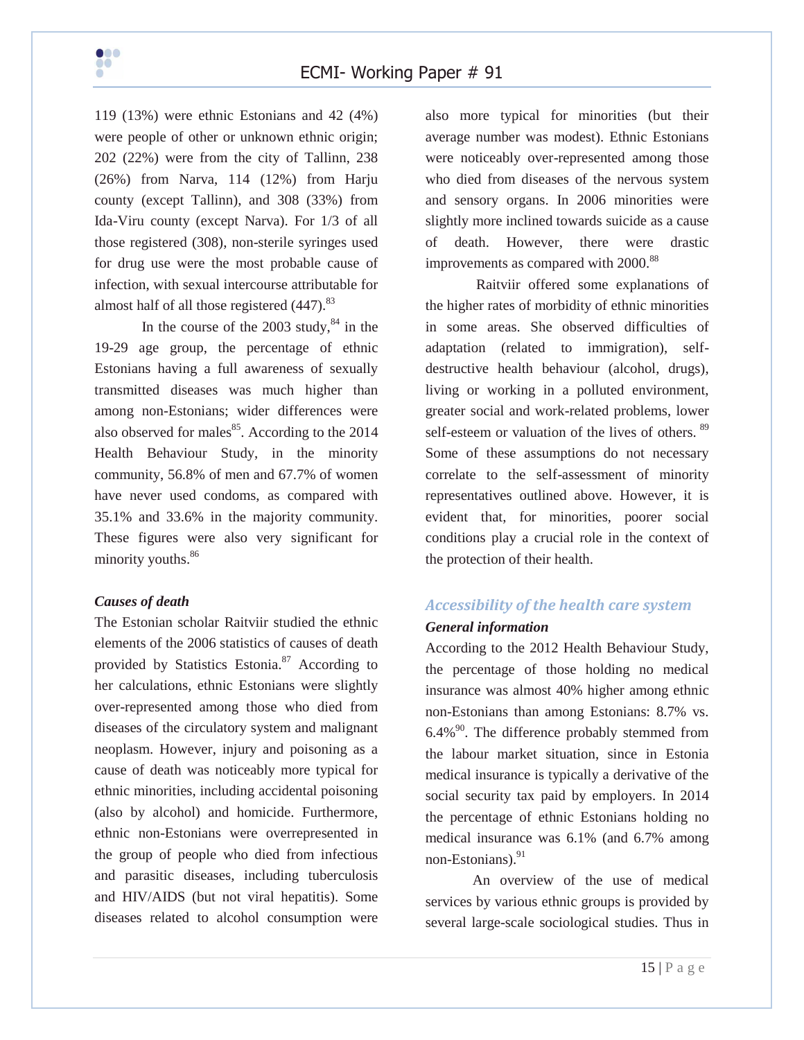119 (13%) were ethnic Estonians and 42 (4%) were people of other or unknown ethnic origin; 202 (22%) were from the city of Tallinn, 238 (26%) from Narva, 114 (12%) from Harju county (except Tallinn), and 308 (33%) from Ida-Viru county (except Narva). For 1/3 of all those registered (308), non-sterile syringes used for drug use were the most probable cause of infection, with sexual intercourse attributable for almost half of all those registered (447).[83]

In the course of the 2003 study,[84] in the 19-29 age group, the percentage of ethnic Estonians having a full awareness of sexually transmitted diseases was much higher than among non-Estonians; wider differences were also observed for males[85]. According to the 2014 Health Behaviour Study, in the minority community, 56.8% of men and 67.7% of women have never used condoms, as compared with 35.1% and 33.6% in the majority community. These figures were also very significant for minority youths.[86]

***Causes of death***

The Estonian scholar Raitviir studied the ethnic elements of the 2006 statistics of causes of death provided by Statistics Estonia.[87] According to her calculations, ethnic Estonians were slightly over-represented among those who died from diseases of the circulatory system and malignant neoplasm. However, injury and poisoning as a cause of death was noticeably more typical for ethnic minorities, including accidental poisoning (also by alcohol) and homicide. Furthermore, ethnic non-Estonians were overrepresented in the group of people who died from infectious and parasitic diseases, including tuberculosis and HIV/AIDS (but not viral hepatitis). Some diseases related to alcohol consumption were also more typical for minorities (but their average number was modest). Ethnic Estonians were noticeably over-represented among those who died from diseases of the nervous system and sensory organs. In 2006 minorities were slightly more inclined towards suicide as a cause of death. However, there were drastic improvements as compared with 2000.[88]

Raitviir offered some explanations of the higher rates of morbidity of ethnic minorities in some areas. She observed difficulties of adaptation (related to immigration), self-destructive health behaviour (alcohol, drugs), living or working in a polluted environment, greater social and work-related problems, lower self-esteem or valuation of the lives of others. [89] Some of these assumptions do not necessary correlate to the self-assessment of minority representatives outlined above. However, it is evident that, for minorities, poorer social conditions play a crucial role in the context of the protection of their health.

## *Accessibility of the health care system*

***General information***

According to the 2012 Health Behaviour Study, the percentage of those holding no medical insurance was almost 40% higher among ethnic non-Estonians than among Estonians: 8.7% vs. 6.4%[90]. The difference probably stemmed from the labour market situation, since in Estonia medical insurance is typically a derivative of the social security tax paid by employers. In 2014 the percentage of ethnic Estonians holding no medical insurance was 6.1% (and 6.7% among non-Estonians).[91]

An overview of the use of medical services by various ethnic groups is provided by several large-scale sociological studies. Thus in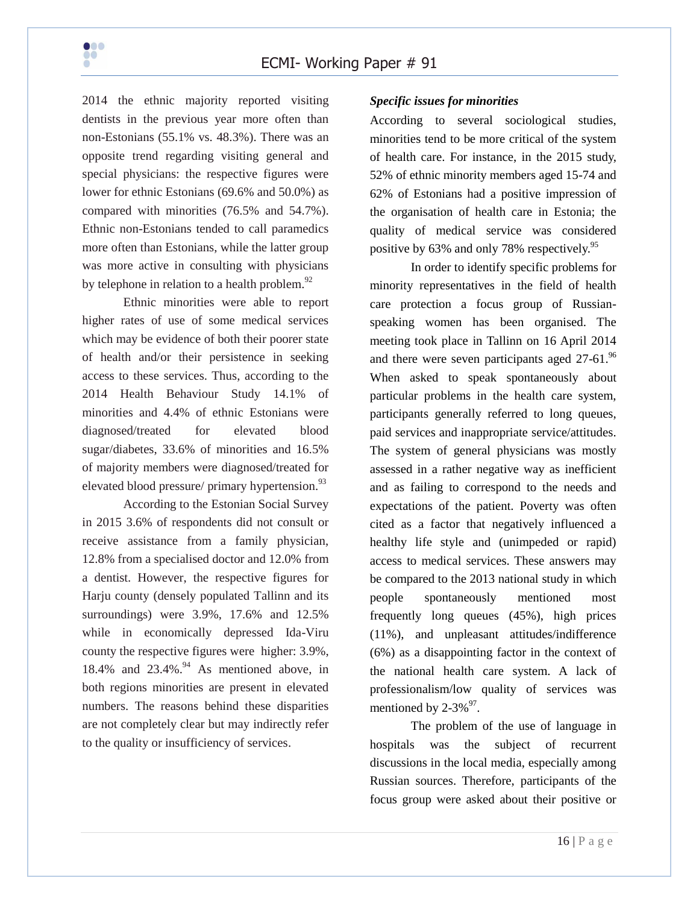2014 the ethnic majority reported visiting dentists in the previous year more often than non-Estonians (55.1% vs. 48.3%). There was an opposite trend regarding visiting general and special physicians: the respective figures were lower for ethnic Estonians (69.6% and 50.0%) as compared with minorities (76.5% and 54.7%). Ethnic non-Estonians tended to call paramedics more often than Estonians, while the latter group was more active in consulting with physicians by telephone in relation to a health problem.[92]

Ethnic minorities were able to report higher rates of use of some medical services which may be evidence of both their poorer state of health and/or their persistence in seeking access to these services. Thus, according to the 2014 Health Behaviour Study 14.1% of minorities and 4.4% of ethnic Estonians were diagnosed/treated for elevated blood sugar/diabetes, 33.6% of minorities and 16.5% of majority members were diagnosed/treated for elevated blood pressure/ primary hypertension.[93]

According to the Estonian Social Survey in 2015 3.6% of respondents did not consult or receive assistance from a family physician, 12.8% from a specialised doctor and 12.0% from a dentist. However, the respective figures for Harju county (densely populated Tallinn and its surroundings) were 3.9%, 17.6% and 12.5% while in economically depressed Ida-Viru county the respective figures were higher: 3.9%, 18.4% and 23.4%.[94] As mentioned above, in both regions minorities are present in elevated numbers. The reasons behind these disparities are not completely clear but may indirectly refer to the quality or insufficiency of services.

***Specific issues for minorities***

According to several sociological studies, minorities tend to be more critical of the system of health care. For instance, in the 2015 study, 52% of ethnic minority members aged 15-74 and 62% of Estonians had a positive impression of the organisation of health care in Estonia; the quality of medical service was considered positive by 63% and only 78% respectively.[95]

In order to identify specific problems for minority representatives in the field of health care protection a focus group of Russian-speaking women has been organised. The meeting took place in Tallinn on 16 April 2014 and there were seven participants aged 27-61.[96] When asked to speak spontaneously about particular problems in the health care system, participants generally referred to long queues, paid services and inappropriate service/attitudes. The system of general physicians was mostly assessed in a rather negative way as inefficient and as failing to correspond to the needs and expectations of the patient. Poverty was often cited as a factor that negatively influenced a healthy life style and (unimpeded or rapid) access to medical services. These answers may be compared to the 2013 national study in which people spontaneously mentioned most frequently long queues (45%), high prices (11%), and unpleasant attitudes/indifference (6%) as a disappointing factor in the context of the national health care system. A lack of professionalism/low quality of services was mentioned by 2-3%[97].

The problem of the use of language in hospitals was the subject of recurrent discussions in the local media, especially among Russian sources. Therefore, participants of the focus group were asked about their positive or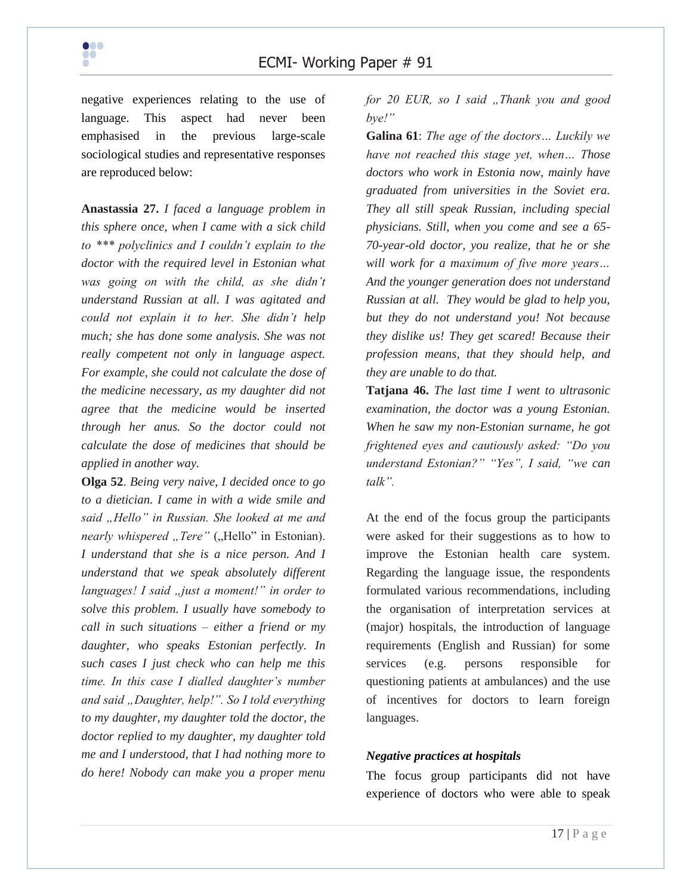negative experiences relating to the use of language. This aspect had never been emphasised in the previous large-scale sociological studies and representative responses are reproduced below:

**Anastassia 27.** *I faced a language problem in this sphere once, when I came with a sick child to \*\*\* polyclinics and I couldn't explain to the doctor with the required level in Estonian what was going on with the child, as she didn't understand Russian at all. I was agitated and could not explain it to her. She didn't help much; she has done some analysis. She was not really competent not only in language aspect. For example, she could not calculate the dose of the medicine necessary, as my daughter did not agree that the medicine would be inserted through her anus. So the doctor could not calculate the dose of medicines that should be applied in another way.*

**Olga 52**. *Being very naive, I decided once to go to a dietician. I came in with a wide smile and said „Hello" in Russian. She looked at me and nearly whispered „Tere"* („Hello" in Estonian). *I understand that she is a nice person. And I understand that we speak absolutely different languages! I said „just a moment!" in order to solve this problem. I usually have somebody to call in such situations – either a friend or my daughter, who speaks Estonian perfectly. In such cases I just check who can help me this time. In this case I dialled daughter's number and said „Daughter, help!". So I told everything to my daughter, my daughter told the doctor, the doctor replied to my daughter, my daughter told me and I understood, that I had nothing more to do here! Nobody can make you a proper menu for 20 EUR, so I said „Thank you and good bye!"*

**Galina 61**: *The age of the doctors… Luckily we have not reached this stage yet, when… Those doctors who work in Estonia now, mainly have graduated from universities in the Soviet era. They all still speak Russian, including special physicians. Still, when you come and see a 65-70-year-old doctor, you realize, that he or she will work for a maximum of five more years… And the younger generation does not understand Russian at all. They would be glad to help you, but they do not understand you! Not because they dislike us! They get scared! Because their profession means, that they should help, and they are unable to do that.*

**Tatjana 46.** *The last time I went to ultrasonic examination, the doctor was a young Estonian. When he saw my non-Estonian surname, he got frightened eyes and cautiously asked: "Do you understand Estonian?" "Yes", I said, "we can talk".*

At the end of the focus group the participants were asked for their suggestions as to how to improve the Estonian health care system. Regarding the language issue, the respondents formulated various recommendations, including the organisation of interpretation services at (major) hospitals, the introduction of language requirements (English and Russian) for some services (e.g. persons responsible for questioning patients at ambulances) and the use of incentives for doctors to learn foreign languages.

***Negative practices at hospitals***

The focus group participants did not have experience of doctors who were able to speak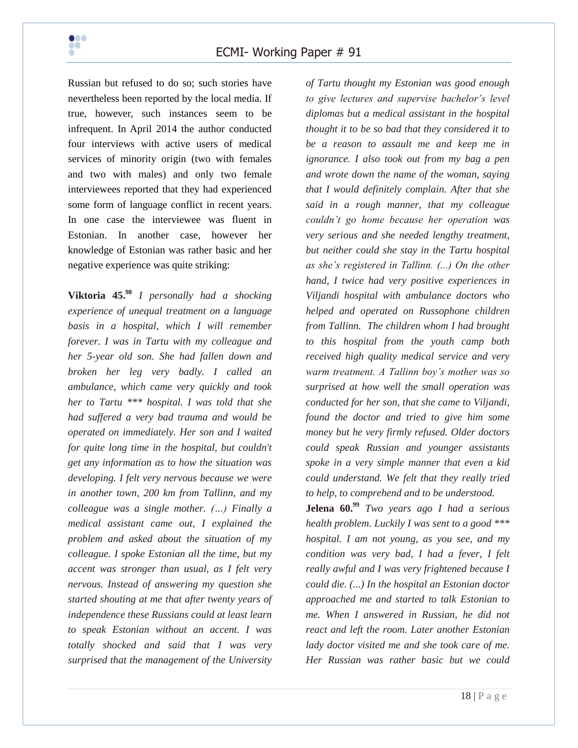Russian but refused to do so; such stories have nevertheless been reported by the local media. If true, however, such instances seem to be infrequent. In April 2014 the author conducted four interviews with active users of medical services of minority origin (two with females and two with males) and only two female interviewees reported that they had experienced some form of language conflict in recent years. In one case the interviewee was fluent in Estonian. In another case, however her knowledge of Estonian was rather basic and her negative experience was quite striking:

**Viktoria 45.**[98] *I personally had a shocking experience of unequal treatment on a language basis in a hospital, which I will remember forever. I was in Tartu with my colleague and her 5-year old son. She had fallen down and broken her leg very badly. I called an ambulance, which came very quickly and took her to Tartu \*\*\* hospital. I was told that she had suffered a very bad trauma and would be operated on immediately. Her son and I waited for quite long time in the hospital, but couldn't get any information as to how the situation was developing. I felt very nervous because we were in another town, 200 km from Tallinn, and my colleague was a single mother. (…) Finally a medical assistant came out, I explained the problem and asked about the situation of my colleague. I spoke Estonian all the time, but my accent was stronger than usual, as I felt very nervous. Instead of answering my question she started shouting at me that after twenty years of independence these Russians could at least learn to speak Estonian without an accent. I was totally shocked and said that I was very surprised that the management of the University of Tartu thought my Estonian was good enough to give lectures and supervise bachelor's level diplomas but a medical assistant in the hospital thought it to be so bad that they considered it to be a reason to assault me and keep me in ignorance. I also took out from my bag a pen and wrote down the name of the woman, saying that I would definitely complain. After that she said in a rough manner, that my colleague couldn't go home because her operation was very serious and she needed lengthy treatment, but neither could she stay in the Tartu hospital as she's registered in Tallinn. (...) On the other hand, I twice had very positive experiences in Viljandi hospital with ambulance doctors who helped and operated on Russophone children from Tallinn. The children whom I had brought to this hospital from the youth camp both received high quality medical service and very warm treatment. A Tallinn boy's mother was so surprised at how well the small operation was conducted for her son, that she came to Viljandi, found the doctor and tried to give him some money but he very firmly refused. Older doctors could speak Russian and younger assistants spoke in a very simple manner that even a kid could understand. We felt that they really tried to help, to comprehend and to be understood.*

**Jelena 60.**[99] *Two years ago I had a serious health problem. Luckily I was sent to a good \*\*\* hospital. I am not young, as you see, and my condition was very bad, I had a fever, I felt really awful and I was very frightened because I could die. (...) In the hospital an Estonian doctor approached me and started to talk Estonian to me. When I answered in Russian, he did not react and left the room. Later another Estonian lady doctor visited me and she took care of me. Her Russian was rather basic but we could*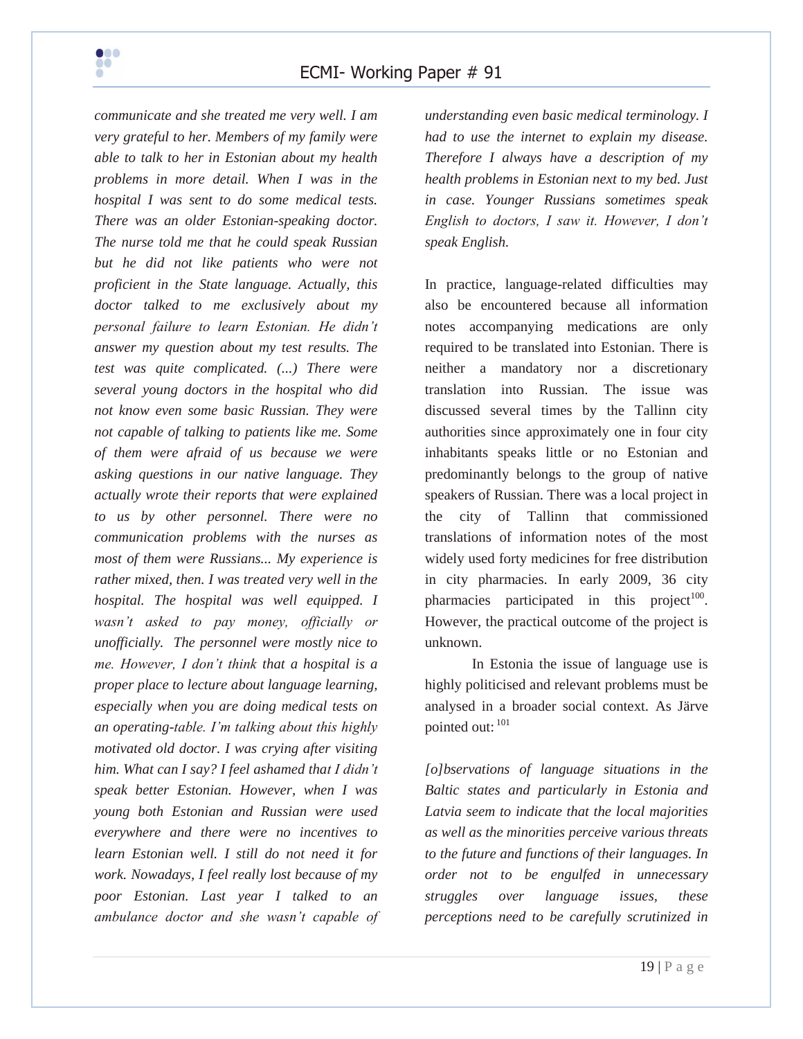*communicate and she treated me very well. I am very grateful to her. Members of my family were able to talk to her in Estonian about my health problems in more detail. When I was in the hospital I was sent to do some medical tests. There was an older Estonian-speaking doctor. The nurse told me that he could speak Russian but he did not like patients who were not proficient in the State language. Actually, this doctor talked to me exclusively about my personal failure to learn Estonian. He didn't answer my question about my test results. The test was quite complicated. (...) There were several young doctors in the hospital who did not know even some basic Russian. They were not capable of talking to patients like me. Some of them were afraid of us because we were asking questions in our native language. They actually wrote their reports that were explained to us by other personnel. There were no communication problems with the nurses as most of them were Russians... My experience is rather mixed, then. I was treated very well in the hospital. The hospital was well equipped. I wasn't asked to pay money, officially or unofficially. The personnel were mostly nice to me. However, I don't think that a hospital is a proper place to lecture about language learning, especially when you are doing medical tests on an operating-table. I'm talking about this highly motivated old doctor. I was crying after visiting him. What can I say? I feel ashamed that I didn't speak better Estonian. However, when I was young both Estonian and Russian were used everywhere and there were no incentives to learn Estonian well. I still do not need it for work. Nowadays, I feel really lost because of my poor Estonian. Last year I talked to an ambulance doctor and she wasn't capable of understanding even basic medical terminology. I had to use the internet to explain my disease. Therefore I always have a description of my health problems in Estonian next to my bed. Just in case. Younger Russians sometimes speak English to doctors, I saw it. However, I don't speak English.*

In practice, language-related difficulties may also be encountered because all information notes accompanying medications are only required to be translated into Estonian. There is neither a mandatory nor a discretionary translation into Russian. The issue was discussed several times by the Tallinn city authorities since approximately one in four city inhabitants speaks little or no Estonian and predominantly belongs to the group of native speakers of Russian. There was a local project in the city of Tallinn that commissioned translations of information notes of the most widely used forty medicines for free distribution in city pharmacies. In early 2009, 36 city pharmacies participated in this project[100]. However, the practical outcome of the project is unknown.

In Estonia the issue of language use is highly politicised and relevant problems must be analysed in a broader social context. As Järve pointed out: [101]

*[o]bservations of language situations in the Baltic states and particularly in Estonia and Latvia seem to indicate that the local majorities as well as the minorities perceive various threats to the future and functions of their languages. In order not to be engulfed in unnecessary struggles over language issues, these perceptions need to be carefully scrutinized in*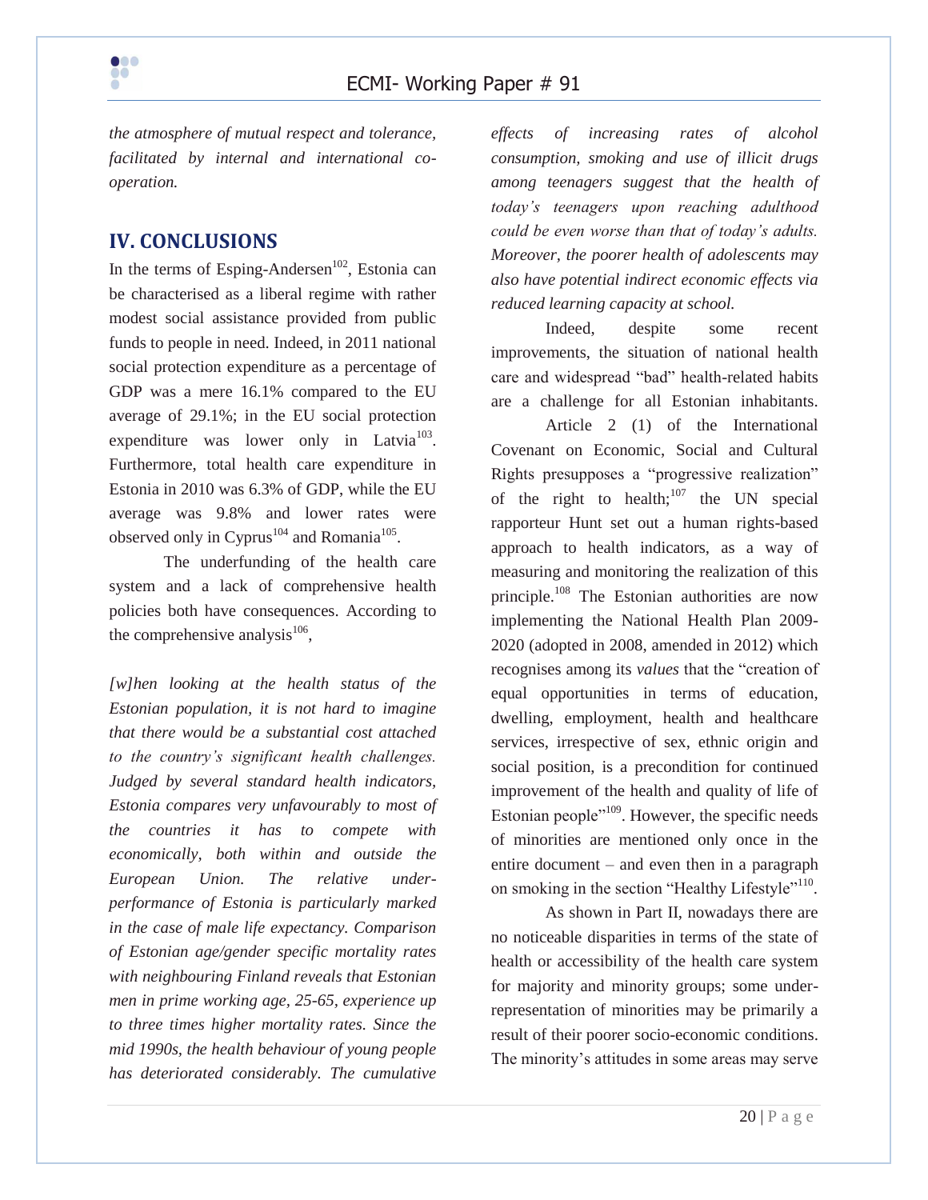*the atmosphere of mutual respect and tolerance, facilitated by internal and international co-operation.*

## IV. CONCLUSIONS

In the terms of Esping-Andersen[102], Estonia can be characterised as a liberal regime with rather modest social assistance provided from public funds to people in need. Indeed, in 2011 national social protection expenditure as a percentage of GDP was a mere 16.1% compared to the EU average of 29.1%; in the EU social protection expenditure was lower only in Latvia[103]. Furthermore, total health care expenditure in Estonia in 2010 was 6.3% of GDP, while the EU average was 9.8% and lower rates were observed only in Cyprus[104] and Romania[105].

The underfunding of the health care system and a lack of comprehensive health policies both have consequences. According to the comprehensive analysis[106],

*[w]hen looking at the health status of the Estonian population, it is not hard to imagine that there would be a substantial cost attached to the country's significant health challenges. Judged by several standard health indicators, Estonia compares very unfavourably to most of the countries it has to compete with economically, both within and outside the European Union. The relative under-performance of Estonia is particularly marked in the case of male life expectancy. Comparison of Estonian age/gender specific mortality rates with neighbouring Finland reveals that Estonian men in prime working age, 25-65, experience up to three times higher mortality rates. Since the mid 1990s, the health behaviour of young people has deteriorated considerably. The cumulative effects of increasing rates of alcohol consumption, smoking and use of illicit drugs among teenagers suggest that the health of today's teenagers upon reaching adulthood could be even worse than that of today's adults. Moreover, the poorer health of adolescents may also have potential indirect economic effects via reduced learning capacity at school.*

Indeed, despite some recent improvements, the situation of national health care and widespread "bad" health-related habits are a challenge for all Estonian inhabitants.

Article 2 (1) of the International Covenant on Economic, Social and Cultural Rights presupposes a "progressive realization" of the right to health;[107] the UN special rapporteur Hunt set out a human rights-based approach to health indicators, as a way of measuring and monitoring the realization of this principle.[108] The Estonian authorities are now implementing the National Health Plan 2009-2020 (adopted in 2008, amended in 2012) which recognises among its *values* that the "creation of equal opportunities in terms of education, dwelling, employment, health and healthcare services, irrespective of sex, ethnic origin and social position, is a precondition for continued improvement of the health and quality of life of Estonian people"[109]. However, the specific needs of minorities are mentioned only once in the entire document – and even then in a paragraph on smoking in the section "Healthy Lifestyle"[110].

As shown in Part II, nowadays there are no noticeable disparities in terms of the state of health or accessibility of the health care system for majority and minority groups; some under-representation of minorities may be primarily a result of their poorer socio-economic conditions. The minority's attitudes in some areas may serve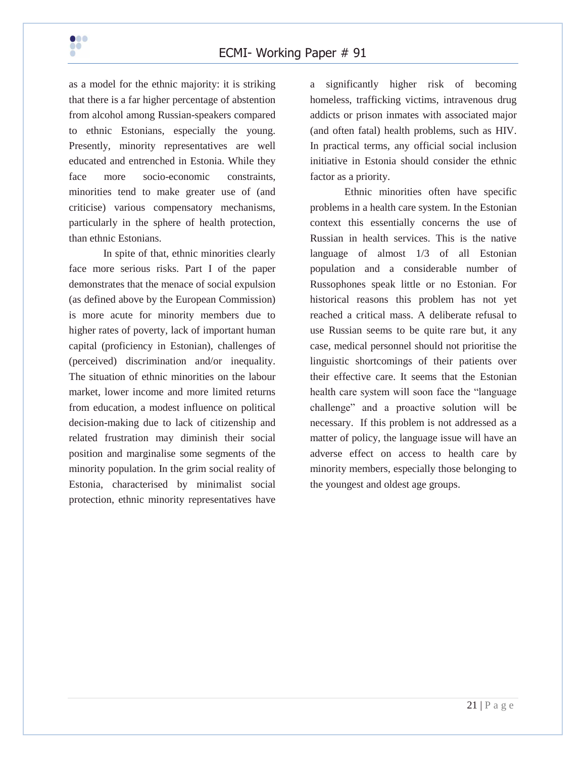as a model for the ethnic majority: it is striking that there is a far higher percentage of abstention from alcohol among Russian-speakers compared to ethnic Estonians, especially the young. Presently, minority representatives are well educated and entrenched in Estonia. While they face more socio-economic constraints, minorities tend to make greater use of (and criticise) various compensatory mechanisms, particularly in the sphere of health protection, than ethnic Estonians.

In spite of that, ethnic minorities clearly face more serious risks. Part I of the paper demonstrates that the menace of social expulsion (as defined above by the European Commission) is more acute for minority members due to higher rates of poverty, lack of important human capital (proficiency in Estonian), challenges of (perceived) discrimination and/or inequality. The situation of ethnic minorities on the labour market, lower income and more limited returns from education, a modest influence on political decision-making due to lack of citizenship and related frustration may diminish their social position and marginalise some segments of the minority population. In the grim social reality of Estonia, characterised by minimalist social protection, ethnic minority representatives have a significantly higher risk of becoming homeless, trafficking victims, intravenous drug addicts or prison inmates with associated major (and often fatal) health problems, such as HIV. In practical terms, any official social inclusion initiative in Estonia should consider the ethnic factor as a priority.

Ethnic minorities often have specific problems in a health care system. In the Estonian context this essentially concerns the use of Russian in health services. This is the native language of almost 1/3 of all Estonian population and a considerable number of Russophones speak little or no Estonian. For historical reasons this problem has not yet reached a critical mass. A deliberate refusal to use Russian seems to be quite rare but, it any case, medical personnel should not prioritise the linguistic shortcomings of their patients over their effective care. It seems that the Estonian health care system will soon face the “language challenge” and a proactive solution will be necessary. If this problem is not addressed as a matter of policy, the language issue will have an adverse effect on access to health care by minority members, especially those belonging to the youngest and oldest age groups.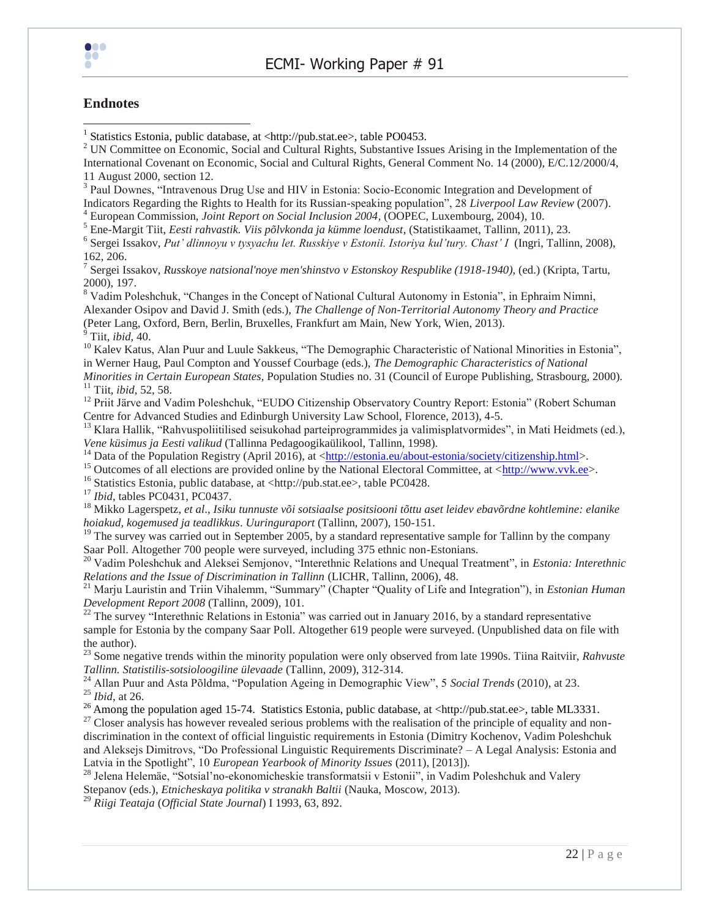## Endnotes

[1] Statistics Estonia, public database, at <http://pub.stat.ee>, table PO0453.

[2] UN Committee on Economic, Social and Cultural Rights, Substantive Issues Arising in the Implementation of the International Covenant on Economic, Social and Cultural Rights, General Comment No. 14 (2000), E/C.12/2000/4, 11 August 2000, section 12.

[3] Paul Downes, "Intravenous Drug Use and HIV in Estonia: Socio-Economic Integration and Development of Indicators Regarding the Rights to Health for its Russian-speaking population", 28 *Liverpool Law Review* (2007).

[4] European Commission, *Joint Report on Social Inclusion 2004*, (OOPEC, Luxembourg, 2004), 10.

[5] Ene-Margit Tiit, *Eesti rahvastik. Viis põlvkonda ja kümme loendust*, (Statistikaamet, Tallinn, 2011), 23.

[6] Sergei Issakov, *Put' dlinnoyu v tysyachu let. Russkiye v Estonii. Istoriya kul'tury. Chast' I* (Ingri, Tallinn, 2008), 162, 206.

[7] Sergei Issakov, *Russkoye natsional'noye men'shinstvo v Estonskoy Respublike (1918-1940)*, (ed.) (Kripta, Tartu, 2000), 197.

[8] Vadim Poleshchuk, "Changes in the Concept of National Cultural Autonomy in Estonia", in Ephraim Nimni, Alexander Osipov and David J. Smith (eds.), *The Challenge of Non-Territorial Autonomy Theory and Practice* (Peter Lang, Oxford, Bern, Berlin, Bruxelles, Frankfurt am Main, New York, Wien, 2013).

[9] Tiit, *ibid*, 40.

[10] Kalev Katus, Alan Puur and Luule Sakkeus, "The Demographic Characteristic of National Minorities in Estonia", in Werner Haug, Paul Compton and Youssef Courbage (eds.), *The Demographic Characteristics of National Minorities in Certain European States*, Population Studies no. 31 (Council of Europe Publishing, Strasbourg, 2000).

[11] Tiit, *ibid*, 52, 58.

[12] Priit Järve and Vadim Poleshchuk, "EUDO Citizenship Observatory Country Report: Estonia" (Robert Schuman Centre for Advanced Studies and Edinburgh University Law School, Florence, 2013), 4-5.

[13] Klara Hallik, "Rahvuspoliitilised seisukohad parteiprogrammides ja valimisplatvormides", in Mati Heidmets (ed.), *Vene küsimus ja Eesti valikud* (Tallinna Pedagoogikaülikool, Tallinn, 1998).

[14] Data of the Population Registry (April 2016), at <http://estonia.eu/about-estonia/society/citizenship.html>.

[15] Outcomes of all elections are provided online by the National Electoral Committee, at <http://www.vvk.ee>.

[16] Statistics Estonia, public database, at <http://pub.stat.ee>, table PC0428.

[17] *Ibid*, tables PC0431, PC0437.

[18] Mikko Lagerspetz, *et al*., *Isiku tunnuste või sotsiaalse positsiooni tõttu aset leidev ebavõrdne kohtlemine: elanike hoiakud, kogemused ja teadlikkus*. *Uuringuraport* (Tallinn, 2007), 150-151.

[19] The survey was carried out in September 2005, by a standard representative sample for Tallinn by the company Saar Poll. Altogether 700 people were surveyed, including 375 ethnic non-Estonians.

[20] Vadim Poleshchuk and Aleksei Semjonov, "Interethnic Relations and Unequal Treatment", in *Estonia: Interethnic Relations and the Issue of Discrimination in Tallinn* (LICHR, Tallinn, 2006), 48.

[21] Marju Lauristin and Triin Vihalemm, "Summary" (Chapter "Quality of Life and Integration"), in *Estonian Human Development Report 2008* (Tallinn, 2009), 101.

[22] The survey "Interethnic Relations in Estonia" was carried out in January 2016, by a standard representative sample for Estonia by the company Saar Poll. Altogether 619 people were surveyed. (Unpublished data on file with the author).

[23] Some negative trends within the minority population were only observed from late 1990s. Tiina Raitviir, *Rahvuste Tallinn. Statistilis-sotsioloogiline ülevaade* (Tallinn, 2009), 312-314.

[24] Allan Puur and Asta Põldma, "Population Ageing in Demographic View", 5 *Social Trends* (2010), at 23.

[25] *Ibid*, at 26.

[26] Among the population aged 15-74. Statistics Estonia, public database, at <http://pub.stat.ee>, table ML3331.

[27] Closer analysis has however revealed serious problems with the realisation of the principle of equality and non-discrimination in the context of official linguistic requirements in Estonia (Dimitry Kochenov, Vadim Poleshchuk and Aleksejs Dimitrovs, "Do Professional Linguistic Requirements Discriminate? – A Legal Analysis: Estonia and Latvia in the Spotlight", 10 *European Yearbook of Minority Issues* (2011), [2013]).

[28] Jelena Helemäe, "Sotsial'no-ekonomicheskie transformatsii v Estonii", in Vadim Poleshchuk and Valery Stepanov (eds.), *Etnicheskaya politika v stranakh Baltii* (Nauka, Moscow, 2013).

[29] *Riigi Teataja* (*Official State Journal*) I 1993, 63, 892.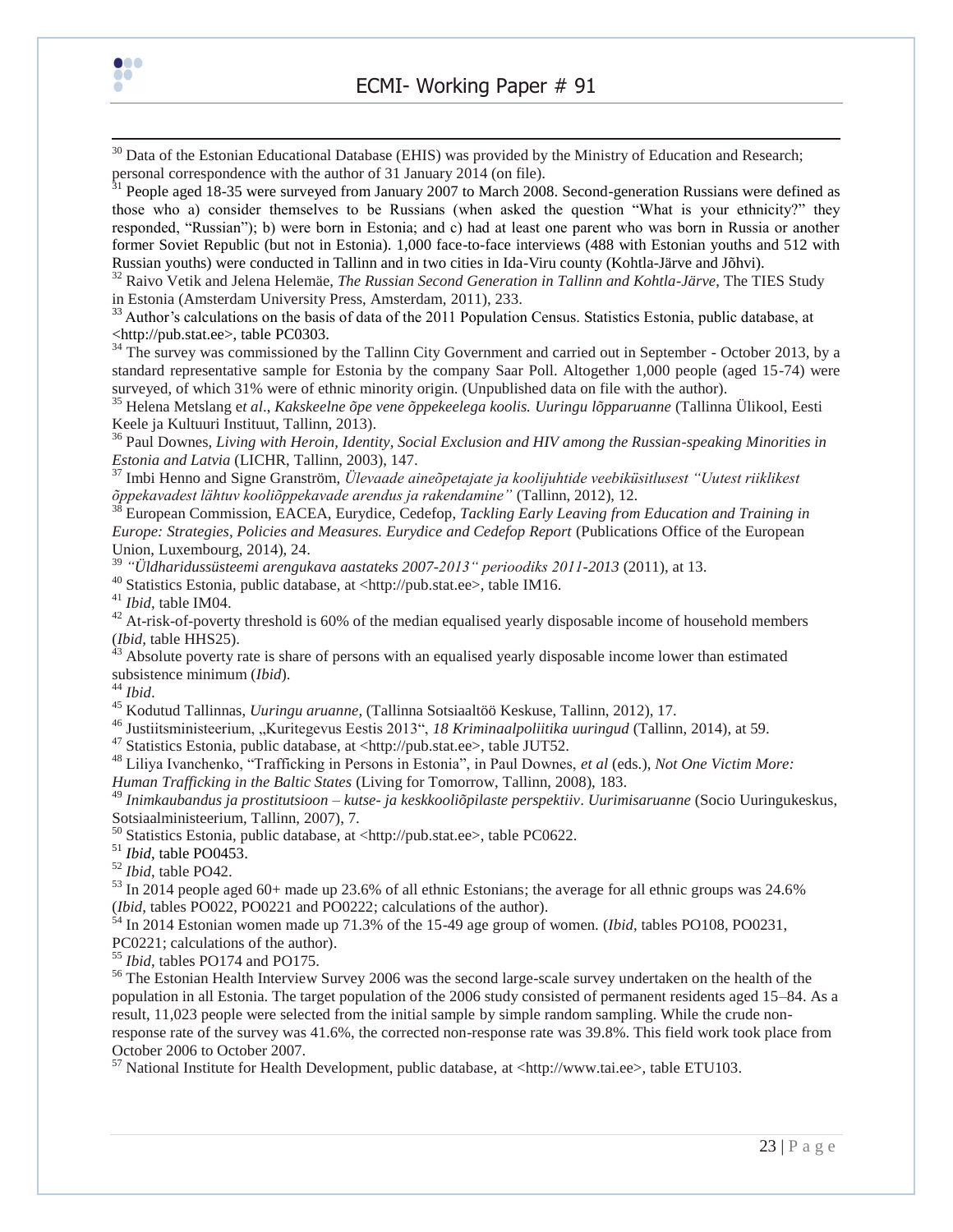[30] Data of the Estonian Educational Database (EHIS) was provided by the Ministry of Education and Research; personal correspondence with the author of 31 January 2014 (on file).

[31] People aged 18-35 were surveyed from January 2007 to March 2008. Second-generation Russians were defined as those who a) consider themselves to be Russians (when asked the question "What is your ethnicity?" they responded, "Russian"); b) were born in Estonia; and c) had at least one parent who was born in Russia or another former Soviet Republic (but not in Estonia). 1,000 face-to-face interviews (488 with Estonian youths and 512 with Russian youths) were conducted in Tallinn and in two cities in Ida-Viru county (Kohtla-Järve and Jõhvi).

[32] Raivo Vetik and Jelena Helemäe, *The Russian Second Generation in Tallinn and Kohtla-Järve*, The TIES Study in Estonia (Amsterdam University Press, Amsterdam, 2011), 233.

[33] Author's calculations on the basis of data of the 2011 Population Census. Statistics Estonia, public database, at <http://pub.stat.ee>, table PC0303.

[34] The survey was commissioned by the Tallinn City Government and carried out in September - October 2013, by a standard representative sample for Estonia by the company Saar Poll. Altogether 1,000 people (aged 15-74) were surveyed, of which 31% were of ethnic minority origin. (Unpublished data on file with the author).

[35] Helena Metslang e*t al*., *Kakskeelne õpe vene õppekeelega koolis. Uuringu lõpparuanne* (Tallinna Ülikool, Eesti Keele ja Kultuuri Instituut, Tallinn, 2013).

[36] Paul Downes, *Living with Heroin, Identity, Social Exclusion and HIV among the Russian-speaking Minorities in Estonia and Latvia* (LICHR, Tallinn, 2003), 147.

[37] Imbi Henno and Signe Granström, *Ülevaade aineõpetajate ja koolijuhtide veebiküsitlusest "Uutest riiklikest õppekavadest lähtuv kooliõppekavade arendus ja rakendamine"* (Tallinn, 2012), 12.

[38] European Commission, EACEA, Eurydice, Cedefop, *Tackling Early Leaving from Education and Training in Europe: Strategies, Policies and Measures. Eurydice and Cedefop Report* (Publications Office of the European Union, Luxembourg, 2014), 24.

[39] *"Üldharidussüsteemi arengukava aastateks 2007-2013" perioodiks 2011-2013* (2011), at 13.

[40] Statistics Estonia, public database, at <http://pub.stat.ee>, table IM16.

[41] *Ibid*, table IM04.

[42] At-risk-of-poverty threshold is 60% of the median equalised yearly disposable income of household members (*Ibid*, table HHS25).

[43] Absolute poverty rate is share of persons with an equalised yearly disposable income lower than estimated subsistence minimum (*Ibid*).

[44] *Ibid*.

[45] Kodutud Tallinnas, *Uuringu aruanne*, (Tallinna Sotsiaaltöö Keskuse, Tallinn, 2012), 17.

[46] Justiitsministeerium, „Kuritegevus Eestis 2013", *18 Kriminaalpoliitika uuringud* (Tallinn, 2014), at 59.

[47] Statistics Estonia, public database, at <http://pub.stat.ee>, table JUT52.

[48] Liliya Ivanchenko, "Trafficking in Persons in Estonia", in Paul Downes, *et al* (eds.), *Not One Victim More: Human Trafficking in the Baltic States* (Living for Tomorrow, Tallinn, 2008), 183.

[49] *Inimkaubandus ja prostitutsioon – kutse- ja keskkooliõpilaste perspektiiv*. *Uurimisaruanne* (Socio Uuringukeskus, Sotsiaalministeerium, Tallinn, 2007), 7.

[50] Statistics Estonia, public database, at <http://pub.stat.ee>, table PC0622.

[51] *Ibid*, table PO0453.

[52] *Ibid*, table PO42.

[53] In 2014 people aged 60+ made up 23.6% of all ethnic Estonians; the average for all ethnic groups was 24.6% (*Ibid*, tables PO022, PO0221 and PO0222; calculations of the author).

[54] In 2014 Estonian women made up 71.3% of the 15-49 age group of women. (*Ibid*, tables PO108, PO0231, PC0221; calculations of the author).

[55] *Ibid*, tables PO174 and PO175.

[56] The Estonian Health Interview Survey 2006 was the second large-scale survey undertaken on the health of the population in all Estonia. The target population of the 2006 study consisted of permanent residents aged 15–84. As a result, 11,023 people were selected from the initial sample by simple random sampling. While the crude non-response rate of the survey was 41.6%, the corrected non-response rate was 39.8%. This field work took place from October 2006 to October 2007.

[57] National Institute for Health Development, public database, at <http://www.tai.ee>, table ETU103.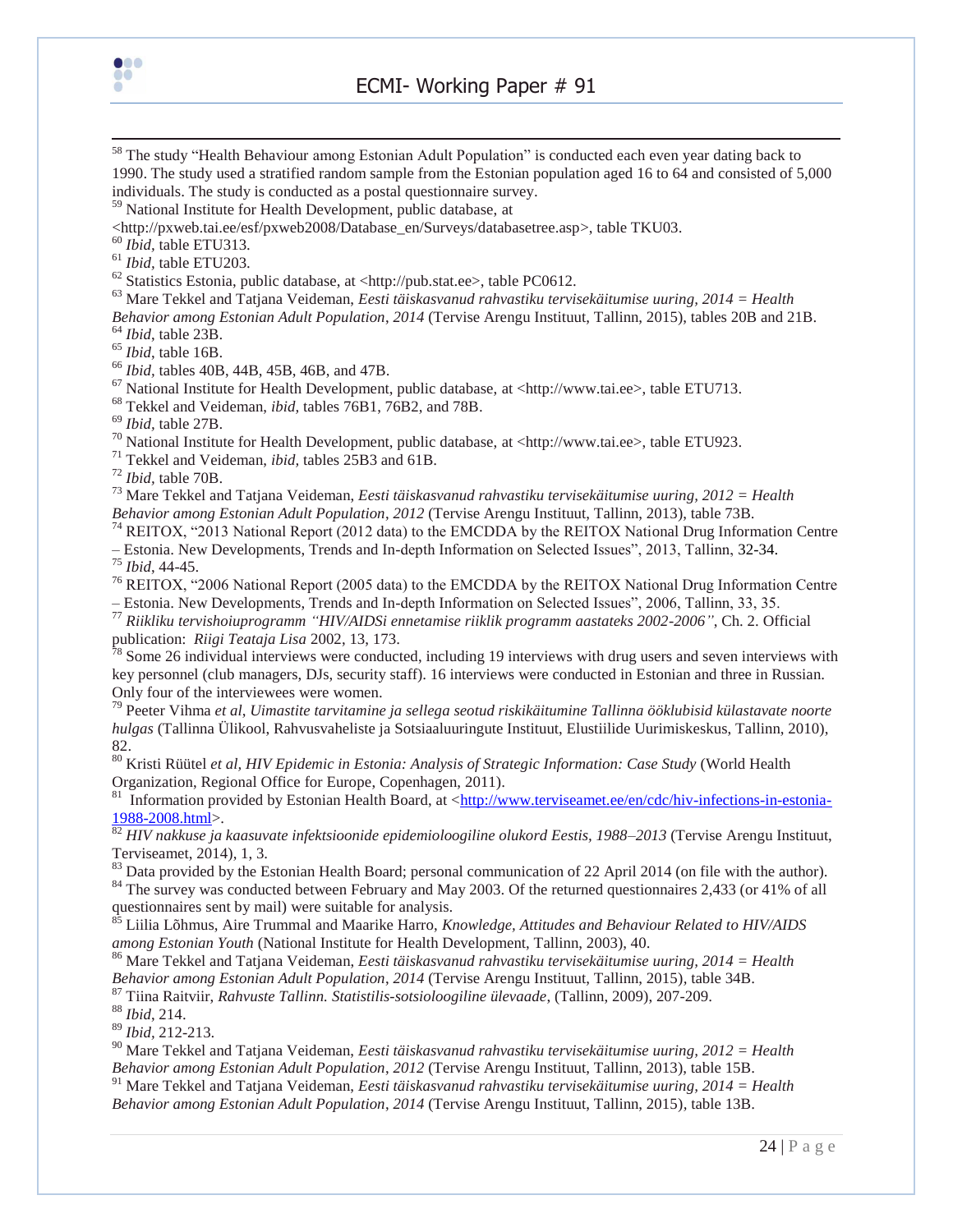[58] The study "Health Behaviour among Estonian Adult Population" is conducted each even year dating back to 1990. The study used a stratified random sample from the Estonian population aged 16 to 64 and consisted of 5,000 individuals. The study is conducted as a postal questionnaire survey.

[59] National Institute for Health Development, public database, at <http://pxweb.tai.ee/esf/pxweb2008/Database_en/Surveys/databasetree.asp>, table TKU03.

[60] *Ibid*, table ETU313.

[61] *Ibid*, table ETU203.

[62] Statistics Estonia, public database, at <http://pub.stat.ee>, table PC0612.

[63] Mare Tekkel and Tatjana Veideman, *Eesti täiskasvanud rahvastiku tervisekäitumise uuring, 2014 = Health Behavior among Estonian Adult Population, 2014* (Tervise Arengu Instituut, Tallinn, 2015), tables 20B and 21B.

[64] *Ibid*, table 23B.

[65] *Ibid*, table 16B.

[66] *Ibid*, tables 40B, 44B, 45B, 46B, and 47B.

[67] National Institute for Health Development, public database, at <http://www.tai.ee>, table ETU713.

[68] Tekkel and Veideman, *ibid*, tables 76B1, 76B2, and 78B.

[69] *Ibid*, table 27B.

[70] National Institute for Health Development, public database, at <http://www.tai.ee>, table ETU923.

[71] Tekkel and Veideman, *ibid*, tables 25B3 and 61B.

[72] *Ibid*, table 70B.

[73] Mare Tekkel and Tatjana Veideman, *Eesti täiskasvanud rahvastiku tervisekäitumise uuring, 2012 = Health Behavior among Estonian Adult Population, 2012* (Tervise Arengu Instituut, Tallinn, 2013), table 73B.

[74] REITOX, "2013 National Report (2012 data) to the EMCDDA by the REITOX National Drug Information Centre – Estonia. New Developments, Trends and In-depth Information on Selected Issues", 2013, Tallinn, 32-34.

[75] *Ibid*, 44-45.

[76] REITOX, "2006 National Report (2005 data) to the EMCDDA by the REITOX National Drug Information Centre – Estonia. New Developments, Trends and In-depth Information on Selected Issues", 2006, Tallinn, 33, 35.

[77] *Riikliku tervishoiuprogramm "HIV/AIDSi ennetamise riiklik programm aastateks 2002-2006"*, Ch. 2. Official publication: *Riigi Teataja Lisa* 2002, 13, 173.

[78] Some 26 individual interviews were conducted, including 19 interviews with drug users and seven interviews with key personnel (club managers, DJs, security staff). 16 interviews were conducted in Estonian and three in Russian. Only four of the interviewees were women.

[79] Peeter Vihma *et al*, *Uimastite tarvitamine ja sellega seotud riskikäitumine Tallinna ööklubisid külastavate noorte hulgas* (Tallinna Ülikool, Rahvusvaheliste ja Sotsiaaluuringute Instituut, Elustiilide Uurimiskeskus, Tallinn, 2010), 82.

[80] Kristi Rüütel *et al*, *HIV Epidemic in Estonia: Analysis of Strategic Information: Case Study* (World Health Organization, Regional Office for Europe, Copenhagen, 2011).

[81] Information provided by Estonian Health Board, at <http://www.terviseamet.ee/en/cdc/hiv-infections-in-estonia-1988-2008.html>.

[82] *HIV nakkuse ja kaasuvate infektsioonide epidemioloogiline olukord Eestis, 1988–2013* (Tervise Arengu Instituut, Terviseamet, 2014), 1, 3.

[83] Data provided by the Estonian Health Board; personal communication of 22 April 2014 (on file with the author).

[84] The survey was conducted between February and May 2003. Of the returned questionnaires 2,433 (or 41% of all questionnaires sent by mail) were suitable for analysis.

[85] Liilia Lõhmus, Aire Trummal and Maarike Harro, *Knowledge, Attitudes and Behaviour Related to HIV/AIDS among Estonian Youth* (National Institute for Health Development, Tallinn, 2003), 40.

[86] Mare Tekkel and Tatjana Veideman, *Eesti täiskasvanud rahvastiku tervisekäitumise uuring, 2014 = Health Behavior among Estonian Adult Population, 2014* (Tervise Arengu Instituut, Tallinn, 2015), table 34B.

[87] Tiina Raitviir, *Rahvuste Tallinn. Statistilis-sotsioloogiline ülevaade*, (Tallinn, 2009), 207-209.

[88] *Ibid*, 214.

[89] *Ibid*, 212-213.

[90] Mare Tekkel and Tatjana Veideman, *Eesti täiskasvanud rahvastiku tervisekäitumise uuring, 2012 = Health Behavior among Estonian Adult Population, 2012* (Tervise Arengu Instituut, Tallinn, 2013), table 15B.

[91] Mare Tekkel and Tatjana Veideman, *Eesti täiskasvanud rahvastiku tervisekäitumise uuring, 2014 = Health Behavior among Estonian Adult Population, 2014* (Tervise Arengu Instituut, Tallinn, 2015), table 13B.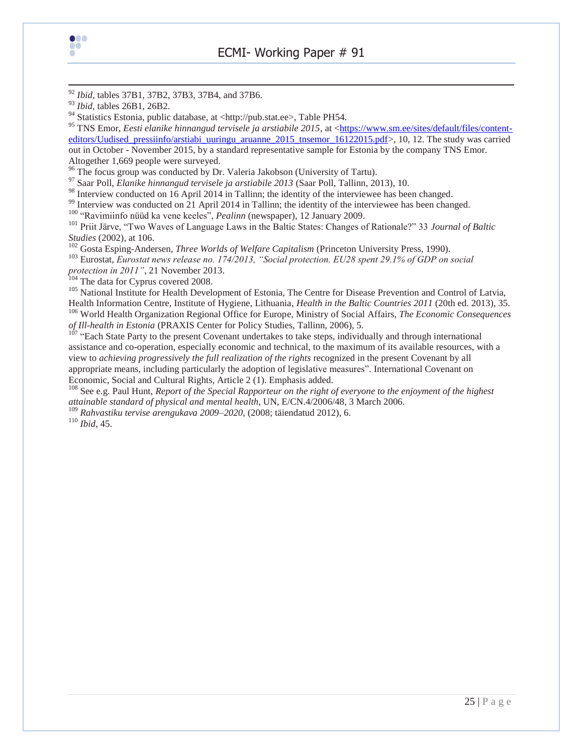[92] *Ibid*, tables 37B1, 37B2, 37B3, 37B4, and 37B6.

[93] *Ibid*, tables 26B1, 26B2.

[94] Statistics Estonia, public database, at <http://pub.stat.ee>, Table PH54.

[95] TNS Emor, *Eesti elanike hinnangud tervisele ja arstiabile 2015*, at <https://www.sm.ee/sites/default/files/content-editors/Uudised_pressiinfo/arstiabi_uuringu_aruanne_2015_tnsemor_16122015.pdf>, 10, 12. The study was carried out in October - November 2015, by a standard representative sample for Estonia by the company TNS Emor. Altogether 1,669 people were surveyed.

[96] The focus group was conducted by Dr. Valeria Jakobson (University of Tartu).

[97] Saar Poll, *Elanike hinnangud tervisele ja arstiabile 2013* (Saar Poll, Tallinn, 2013), 10.

[98] Interview conducted on 16 April 2014 in Tallinn; the identity of the interviewee has been changed.

[99] Interview was conducted on 21 April 2014 in Tallinn; the identity of the interviewee has been changed.

[100] "Ravimiinfo nüüd ka vene keeles", *Pealinn* (newspaper), 12 January 2009.

[101] Priit Järve, "Two Waves of Language Laws in the Baltic States: Changes of Rationale?" 33 *Journal of Baltic Studies* (2002), at 106.

[102] Gosta Esping-Andersen, *Three Worlds of Welfare Capitalism* (Princeton University Press, 1990).

[103] Eurostat, *Eurostat news release no. 174/2013, "Social protection. EU28 spent 29.1% of GDP on social protection in 2011"*, 21 November 2013.

[104] The data for Cyprus covered 2008.

[105] National Institute for Health Development of Estonia, The Centre for Disease Prevention and Control of Latvia, Health Information Centre, Institute of Hygiene, Lithuania, *Health in the Baltic Countries 2011* (20th ed. 2013), 35.

[106] World Health Organization Regional Office for Europe, Ministry of Social Affairs, *The Economic Consequences of Ill-health in Estonia* (PRAXIS Center for Policy Studies, Tallinn, 2006), 5.

[107] "Each State Party to the present Covenant undertakes to take steps, individually and through international assistance and co-operation, especially economic and technical, to the maximum of its available resources, with a view to *achieving progressively the full realization of the rights* recognized in the present Covenant by all appropriate means, including particularly the adoption of legislative measures". International Covenant on Economic, Social and Cultural Rights, Article 2 (1). Emphasis added.

[108] See e.g. Paul Hunt, *Report of the Special Rapporteur on the right of everyone to the enjoyment of the highest attainable standard of physical and mental health*, UN, E/CN.4/2006/48, 3 March 2006.

[109] *Rahvastiku tervise arengukava 2009–2020*, (2008; täiendatud 2012), 6.

[110] *Ibid*, 45.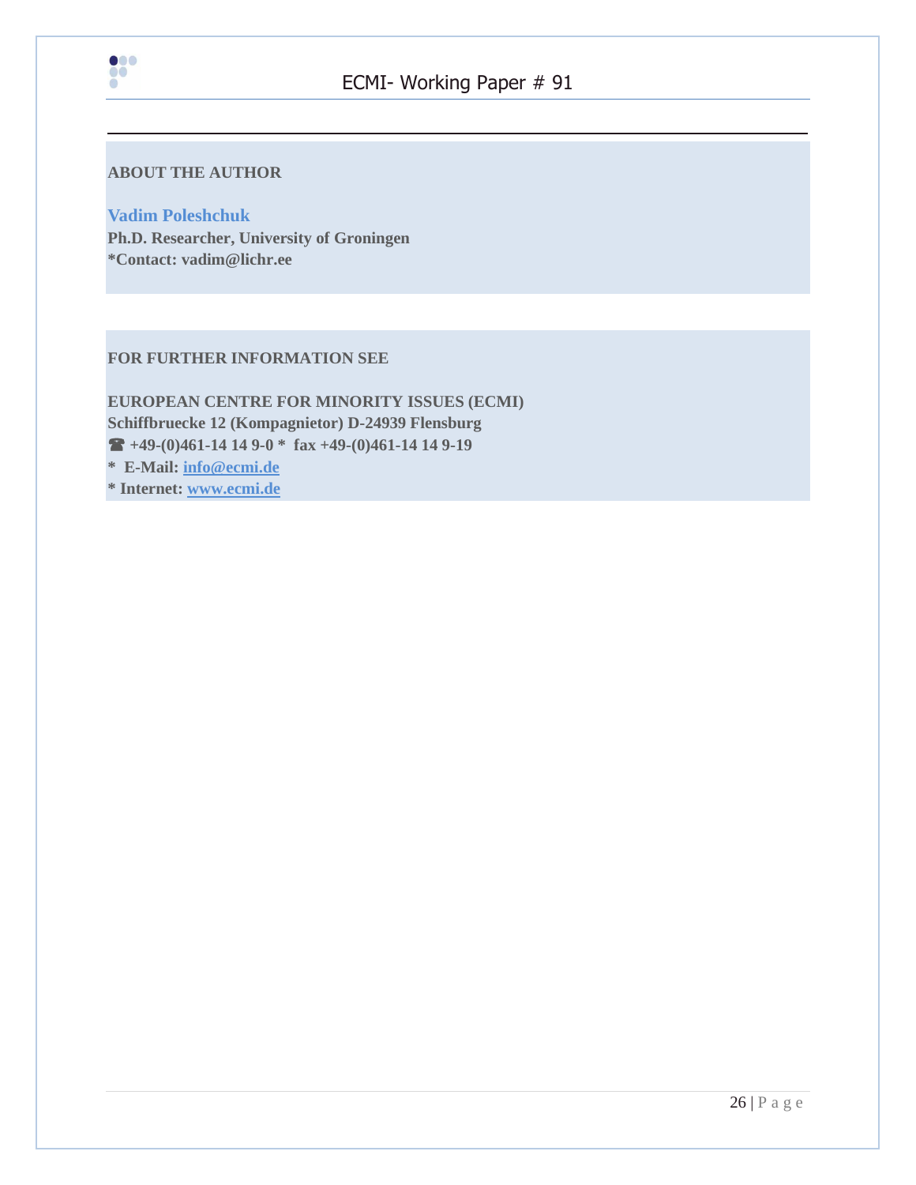**ABOUT THE AUTHOR**

**Vadim Poleshchuk**
**Ph.D. Researcher, University of Groningen**
***Contact: vadim@lichr.ee**

**FOR FURTHER INFORMATION SEE**

**EUROPEAN CENTRE FOR MINORITY ISSUES (ECMI)**
**Schiffbruecke 12 (Kompagnietor) D-24939 Flensburg**
**☎ +49-(0)461-14 14 9-0 * fax +49-(0)461-14 14 9-19**
**\* E-Mail: info@ecmi.de**
**\* Internet: www.ecmi.de**